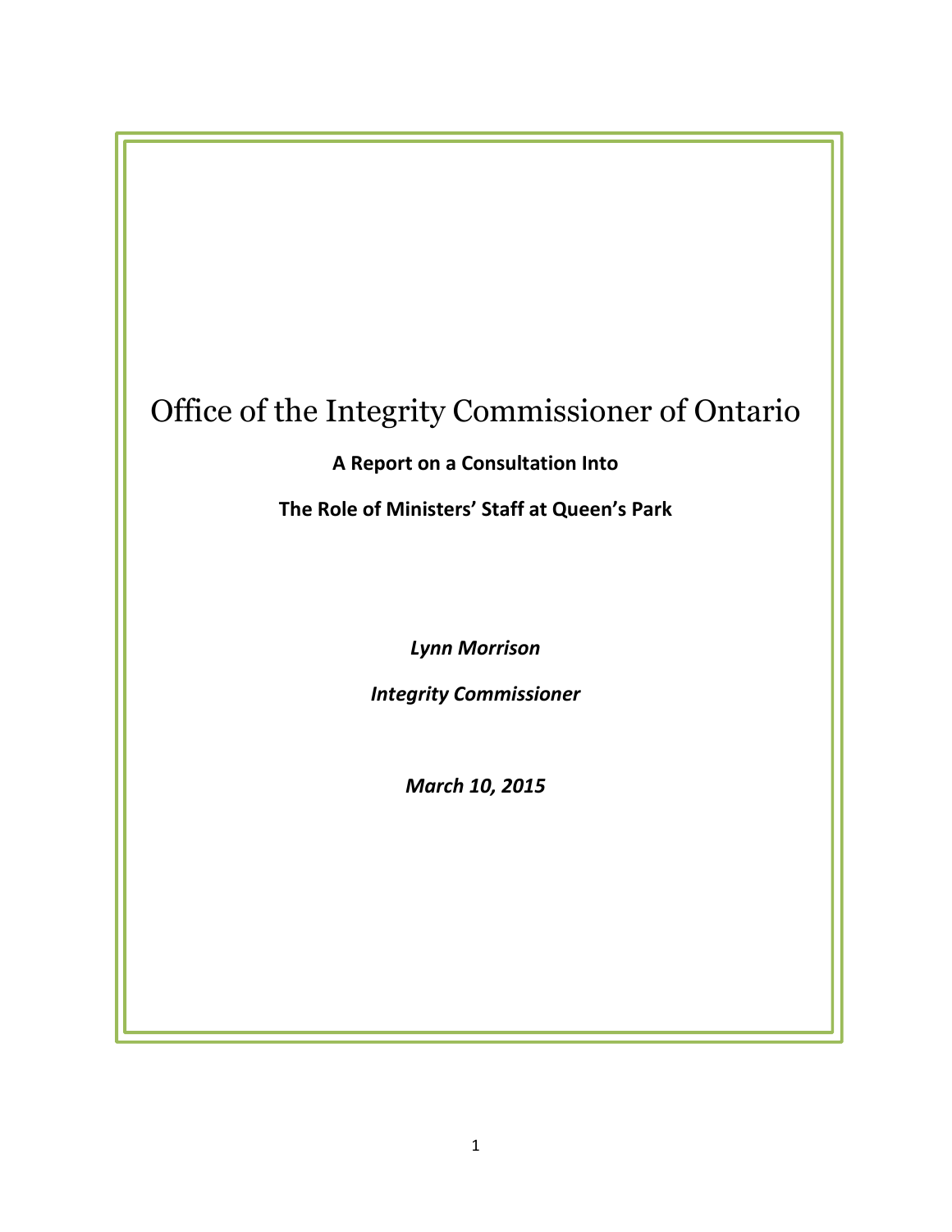# Office of the Integrity Commissioner of Ontario

**A Report on a Consultation Into**

**The Role of Ministers' Staff at Queen's Park**

***Lynn Morrison***

***Integrity Commissioner***

***March 10, 2015***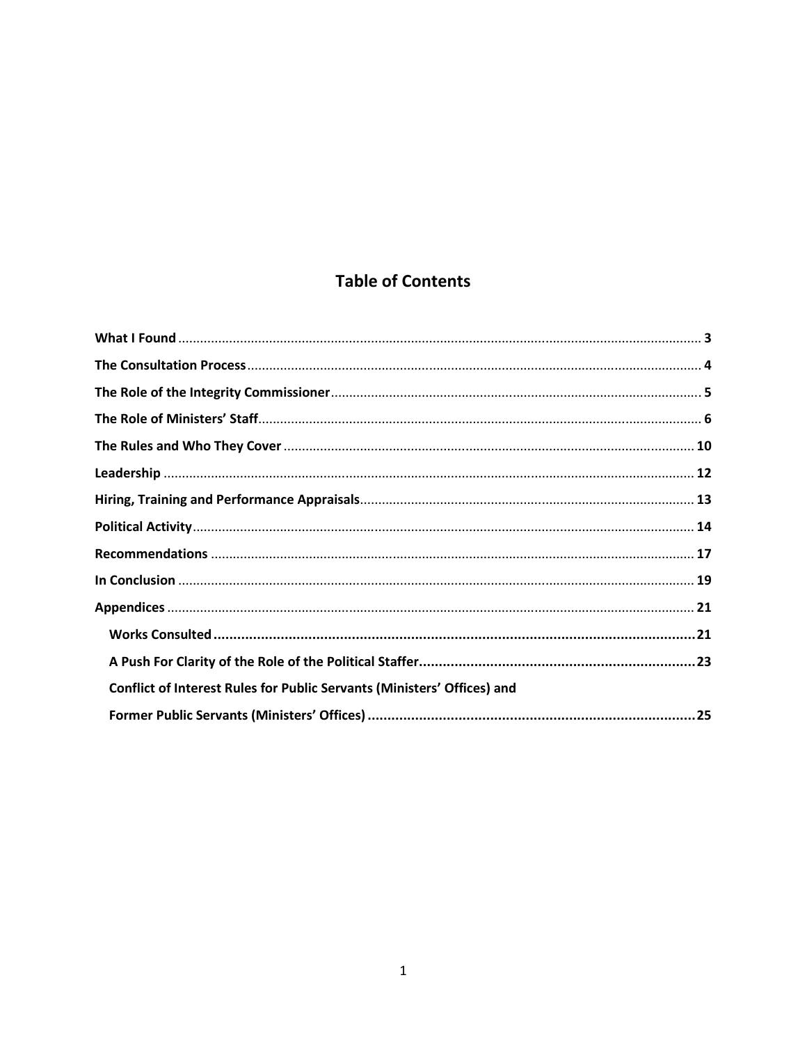# Table of Contents

- **What I Found** ... 3
- **The Consultation Process** ... 4
- **The Role of the Integrity Commissioner** ... 5
- **The Role of Ministers' Staff** ... 6
- **The Rules and Who They Cover** ... 10
- **Leadership** ... 12
- **Hiring, Training and Performance Appraisals** ... 13
- **Political Activity** ... 14
- **Recommendations** ... 17
- **In Conclusion** ... 19
- **Appendices** ... 21
  - **Works Consulted** ... 21
  - **A Push For Clarity of the Role of the Political Staffer** ... 23
  - **Conflict of Interest Rules for Public Servants (Ministers' Offices) and Former Public Servants (Ministers' Offices)** ... 25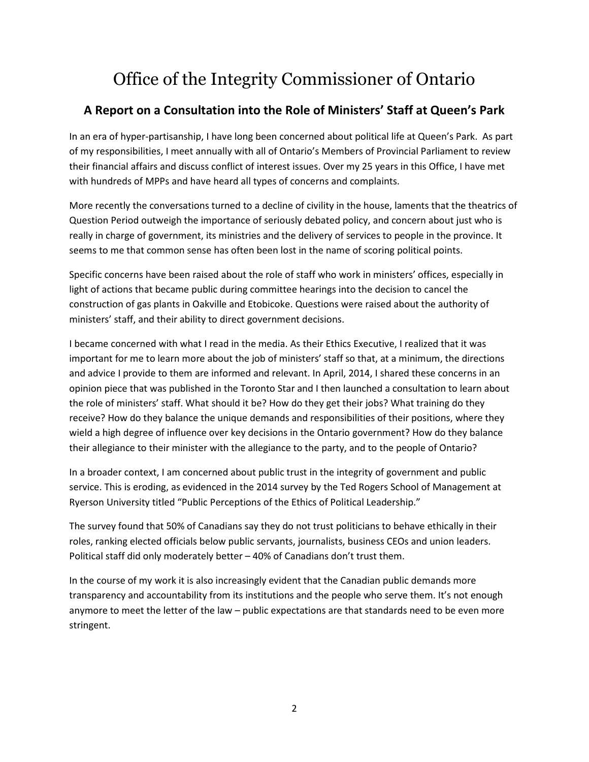# Office of the Integrity Commissioner of Ontario

## A Report on a Consultation into the Role of Ministers' Staff at Queen's Park

In an era of hyper-partisanship, I have long been concerned about political life at Queen's Park. As part of my responsibilities, I meet annually with all of Ontario's Members of Provincial Parliament to review their financial affairs and discuss conflict of interest issues. Over my 25 years in this Office, I have met with hundreds of MPPs and have heard all types of concerns and complaints.

More recently the conversations turned to a decline of civility in the house, laments that the theatrics of Question Period outweigh the importance of seriously debated policy, and concern about just who is really in charge of government, its ministries and the delivery of services to people in the province. It seems to me that common sense has often been lost in the name of scoring political points.

Specific concerns have been raised about the role of staff who work in ministers' offices, especially in light of actions that became public during committee hearings into the decision to cancel the construction of gas plants in Oakville and Etobicoke. Questions were raised about the authority of ministers' staff, and their ability to direct government decisions.

I became concerned with what I read in the media. As their Ethics Executive, I realized that it was important for me to learn more about the job of ministers' staff so that, at a minimum, the directions and advice I provide to them are informed and relevant. In April, 2014, I shared these concerns in an opinion piece that was published in the Toronto Star and I then launched a consultation to learn about the role of ministers' staff. What should it be? How do they get their jobs? What training do they receive? How do they balance the unique demands and responsibilities of their positions, where they wield a high degree of influence over key decisions in the Ontario government? How do they balance their allegiance to their minister with the allegiance to the party, and to the people of Ontario?

In a broader context, I am concerned about public trust in the integrity of government and public service. This is eroding, as evidenced in the 2014 survey by the Ted Rogers School of Management at Ryerson University titled "Public Perceptions of the Ethics of Political Leadership."

The survey found that 50% of Canadians say they do not trust politicians to behave ethically in their roles, ranking elected officials below public servants, journalists, business CEOs and union leaders. Political staff did only moderately better – 40% of Canadians don't trust them.

In the course of my work it is also increasingly evident that the Canadian public demands more transparency and accountability from its institutions and the people who serve them. It's not enough anymore to meet the letter of the law – public expectations are that standards need to be even more stringent.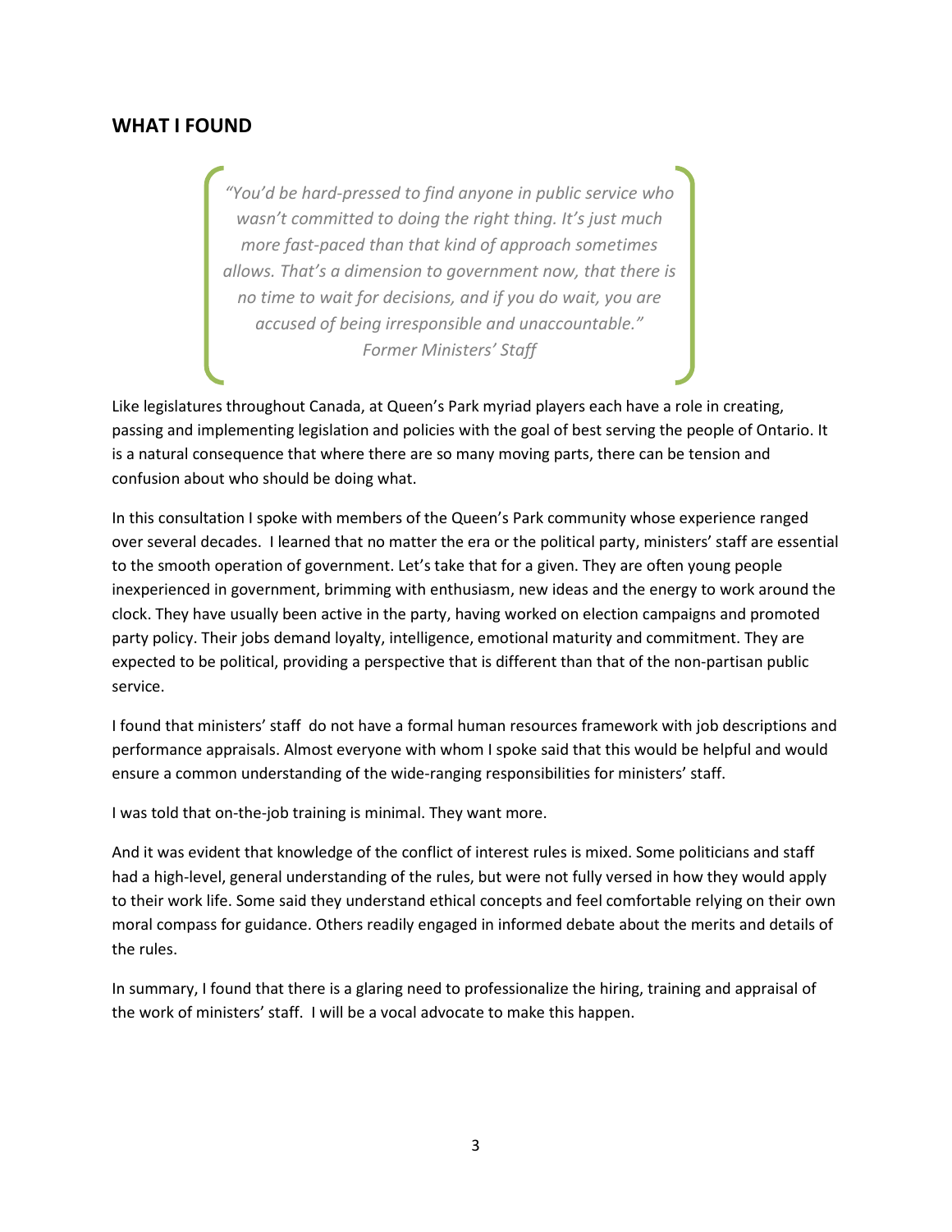## WHAT I FOUND

> *"You'd be hard-pressed to find anyone in public service who wasn't committed to doing the right thing. It's just much more fast-paced than that kind of approach sometimes allows. That's a dimension to government now, that there is no time to wait for decisions, and if you do wait, you are accused of being irresponsible and unaccountable."*
> *Former Ministers' Staff*

Like legislatures throughout Canada, at Queen's Park myriad players each have a role in creating, passing and implementing legislation and policies with the goal of best serving the people of Ontario. It is a natural consequence that where there are so many moving parts, there can be tension and confusion about who should be doing what.

In this consultation I spoke with members of the Queen's Park community whose experience ranged over several decades. I learned that no matter the era or the political party, ministers' staff are essential to the smooth operation of government. Let's take that for a given. They are often young people inexperienced in government, brimming with enthusiasm, new ideas and the energy to work around the clock. They have usually been active in the party, having worked on election campaigns and promoted party policy. Their jobs demand loyalty, intelligence, emotional maturity and commitment. They are expected to be political, providing a perspective that is different than that of the non-partisan public service.

I found that ministers' staff do not have a formal human resources framework with job descriptions and performance appraisals. Almost everyone with whom I spoke said that this would be helpful and would ensure a common understanding of the wide-ranging responsibilities for ministers' staff.

I was told that on-the-job training is minimal. They want more.

And it was evident that knowledge of the conflict of interest rules is mixed. Some politicians and staff had a high-level, general understanding of the rules, but were not fully versed in how they would apply to their work life. Some said they understand ethical concepts and feel comfortable relying on their own moral compass for guidance. Others readily engaged in informed debate about the merits and details of the rules.

In summary, I found that there is a glaring need to professionalize the hiring, training and appraisal of the work of ministers' staff. I will be a vocal advocate to make this happen.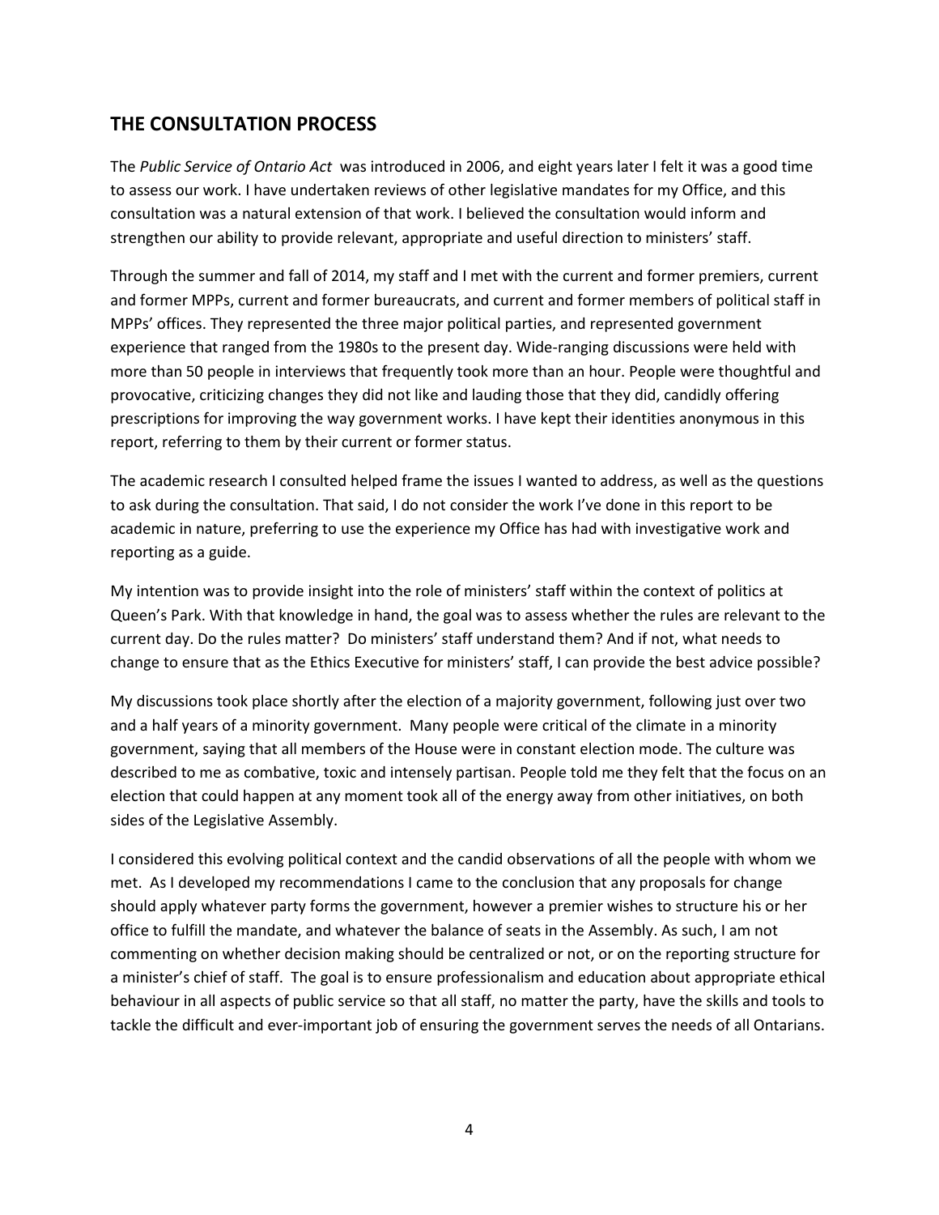## THE CONSULTATION PROCESS

The *Public Service of Ontario Act* was introduced in 2006, and eight years later I felt it was a good time to assess our work. I have undertaken reviews of other legislative mandates for my Office, and this consultation was a natural extension of that work. I believed the consultation would inform and strengthen our ability to provide relevant, appropriate and useful direction to ministers' staff.

Through the summer and fall of 2014, my staff and I met with the current and former premiers, current and former MPPs, current and former bureaucrats, and current and former members of political staff in MPPs' offices. They represented the three major political parties, and represented government experience that ranged from the 1980s to the present day. Wide-ranging discussions were held with more than 50 people in interviews that frequently took more than an hour. People were thoughtful and provocative, criticizing changes they did not like and lauding those that they did, candidly offering prescriptions for improving the way government works. I have kept their identities anonymous in this report, referring to them by their current or former status.

The academic research I consulted helped frame the issues I wanted to address, as well as the questions to ask during the consultation. That said, I do not consider the work I've done in this report to be academic in nature, preferring to use the experience my Office has had with investigative work and reporting as a guide.

My intention was to provide insight into the role of ministers' staff within the context of politics at Queen's Park. With that knowledge in hand, the goal was to assess whether the rules are relevant to the current day. Do the rules matter? Do ministers' staff understand them? And if not, what needs to change to ensure that as the Ethics Executive for ministers' staff, I can provide the best advice possible?

My discussions took place shortly after the election of a majority government, following just over two and a half years of a minority government. Many people were critical of the climate in a minority government, saying that all members of the House were in constant election mode. The culture was described to me as combative, toxic and intensely partisan. People told me they felt that the focus on an election that could happen at any moment took all of the energy away from other initiatives, on both sides of the Legislative Assembly.

I considered this evolving political context and the candid observations of all the people with whom we met. As I developed my recommendations I came to the conclusion that any proposals for change should apply whatever party forms the government, however a premier wishes to structure his or her office to fulfill the mandate, and whatever the balance of seats in the Assembly. As such, I am not commenting on whether decision making should be centralized or not, or on the reporting structure for a minister's chief of staff. The goal is to ensure professionalism and education about appropriate ethical behaviour in all aspects of public service so that all staff, no matter the party, have the skills and tools to tackle the difficult and ever-important job of ensuring the government serves the needs of all Ontarians.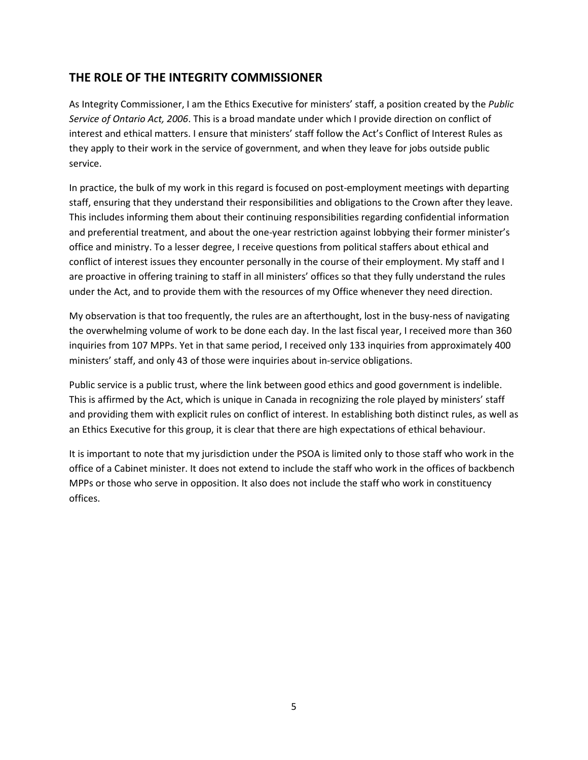## THE ROLE OF THE INTEGRITY COMMISSIONER

As Integrity Commissioner, I am the Ethics Executive for ministers' staff, a position created by the *Public Service of Ontario Act, 2006*. This is a broad mandate under which I provide direction on conflict of interest and ethical matters. I ensure that ministers' staff follow the Act's Conflict of Interest Rules as they apply to their work in the service of government, and when they leave for jobs outside public service.

In practice, the bulk of my work in this regard is focused on post-employment meetings with departing staff, ensuring that they understand their responsibilities and obligations to the Crown after they leave. This includes informing them about their continuing responsibilities regarding confidential information and preferential treatment, and about the one-year restriction against lobbying their former minister's office and ministry. To a lesser degree, I receive questions from political staffers about ethical and conflict of interest issues they encounter personally in the course of their employment. My staff and I are proactive in offering training to staff in all ministers' offices so that they fully understand the rules under the Act, and to provide them with the resources of my Office whenever they need direction.

My observation is that too frequently, the rules are an afterthought, lost in the busy-ness of navigating the overwhelming volume of work to be done each day. In the last fiscal year, I received more than 360 inquiries from 107 MPPs. Yet in that same period, I received only 133 inquiries from approximately 400 ministers' staff, and only 43 of those were inquiries about in-service obligations.

Public service is a public trust, where the link between good ethics and good government is indelible. This is affirmed by the Act, which is unique in Canada in recognizing the role played by ministers' staff and providing them with explicit rules on conflict of interest. In establishing both distinct rules, as well as an Ethics Executive for this group, it is clear that there are high expectations of ethical behaviour.

It is important to note that my jurisdiction under the PSOA is limited only to those staff who work in the office of a Cabinet minister. It does not extend to include the staff who work in the offices of backbench MPPs or those who serve in opposition. It also does not include the staff who work in constituency offices.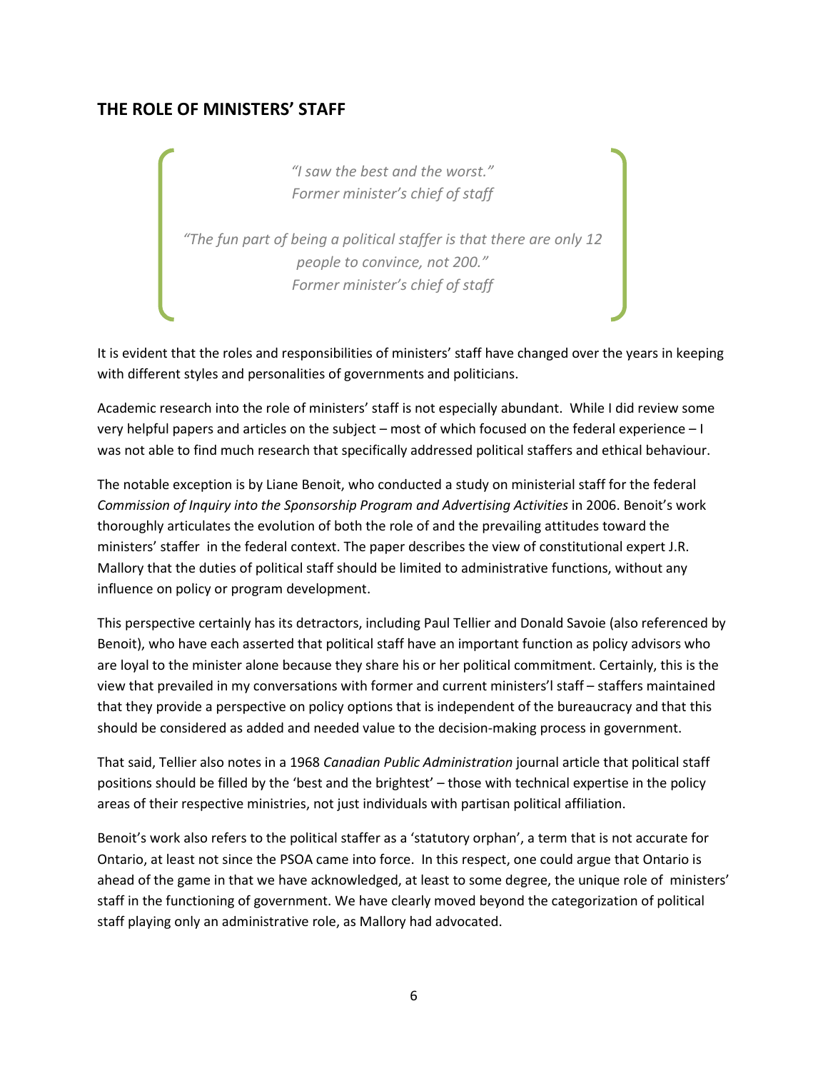## THE ROLE OF MINISTERS' STAFF

> *"I saw the best and the worst."*
> *Former minister's chief of staff*
>
> *"The fun part of being a political staffer is that there are only 12 people to convince, not 200."*
> *Former minister's chief of staff*

It is evident that the roles and responsibilities of ministers' staff have changed over the years in keeping with different styles and personalities of governments and politicians.

Academic research into the role of ministers' staff is not especially abundant. While I did review some very helpful papers and articles on the subject – most of which focused on the federal experience – I was not able to find much research that specifically addressed political staffers and ethical behaviour.

The notable exception is by Liane Benoit, who conducted a study on ministerial staff for the federal *Commission of Inquiry into the Sponsorship Program and Advertising Activities* in 2006. Benoit's work thoroughly articulates the evolution of both the role of and the prevailing attitudes toward the ministers' staffer in the federal context. The paper describes the view of constitutional expert J.R. Mallory that the duties of political staff should be limited to administrative functions, without any influence on policy or program development.

This perspective certainly has its detractors, including Paul Tellier and Donald Savoie (also referenced by Benoit), who have each asserted that political staff have an important function as policy advisors who are loyal to the minister alone because they share his or her political commitment. Certainly, this is the view that prevailed in my conversations with former and current ministers'l staff – staffers maintained that they provide a perspective on policy options that is independent of the bureaucracy and that this should be considered as added and needed value to the decision-making process in government.

That said, Tellier also notes in a 1968 *Canadian Public Administration* journal article that political staff positions should be filled by the 'best and the brightest' – those with technical expertise in the policy areas of their respective ministries, not just individuals with partisan political affiliation.

Benoit's work also refers to the political staffer as a 'statutory orphan', a term that is not accurate for Ontario, at least not since the PSOA came into force. In this respect, one could argue that Ontario is ahead of the game in that we have acknowledged, at least to some degree, the unique role of ministers' staff in the functioning of government. We have clearly moved beyond the categorization of political staff playing only an administrative role, as Mallory had advocated.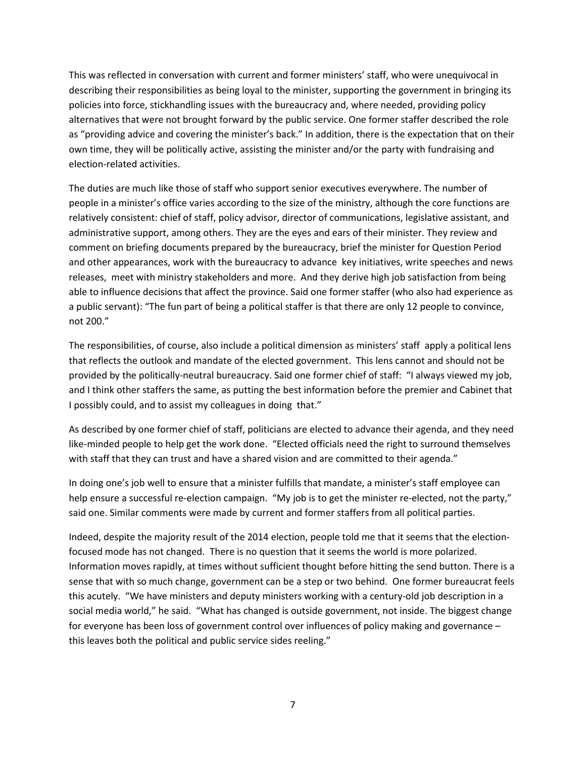This was reflected in conversation with current and former ministers' staff, who were unequivocal in describing their responsibilities as being loyal to the minister, supporting the government in bringing its policies into force, stickhandling issues with the bureaucracy and, where needed, providing policy alternatives that were not brought forward by the public service. One former staffer described the role as "providing advice and covering the minister's back." In addition, there is the expectation that on their own time, they will be politically active, assisting the minister and/or the party with fundraising and election-related activities.

The duties are much like those of staff who support senior executives everywhere. The number of people in a minister's office varies according to the size of the ministry, although the core functions are relatively consistent: chief of staff, policy advisor, director of communications, legislative assistant, and administrative support, among others. They are the eyes and ears of their minister. They review and comment on briefing documents prepared by the bureaucracy, brief the minister for Question Period and other appearances, work with the bureaucracy to advance key initiatives, write speeches and news releases, meet with ministry stakeholders and more. And they derive high job satisfaction from being able to influence decisions that affect the province. Said one former staffer (who also had experience as a public servant): "The fun part of being a political staffer is that there are only 12 people to convince, not 200."

The responsibilities, of course, also include a political dimension as ministers' staff apply a political lens that reflects the outlook and mandate of the elected government. This lens cannot and should not be provided by the politically-neutral bureaucracy. Said one former chief of staff: "I always viewed my job, and I think other staffers the same, as putting the best information before the premier and Cabinet that I possibly could, and to assist my colleagues in doing that."

As described by one former chief of staff, politicians are elected to advance their agenda, and they need like-minded people to help get the work done. "Elected officials need the right to surround themselves with staff that they can trust and have a shared vision and are committed to their agenda."

In doing one's job well to ensure that a minister fulfills that mandate, a minister's staff employee can help ensure a successful re-election campaign. "My job is to get the minister re-elected, not the party," said one. Similar comments were made by current and former staffers from all political parties.

Indeed, despite the majority result of the 2014 election, people told me that it seems that the election-focused mode has not changed. There is no question that it seems the world is more polarized. Information moves rapidly, at times without sufficient thought before hitting the send button. There is a sense that with so much change, government can be a step or two behind. One former bureaucrat feels this acutely. "We have ministers and deputy ministers working with a century-old job description in a social media world," he said. "What has changed is outside government, not inside. The biggest change for everyone has been loss of government control over influences of policy making and governance – this leaves both the political and public service sides reeling."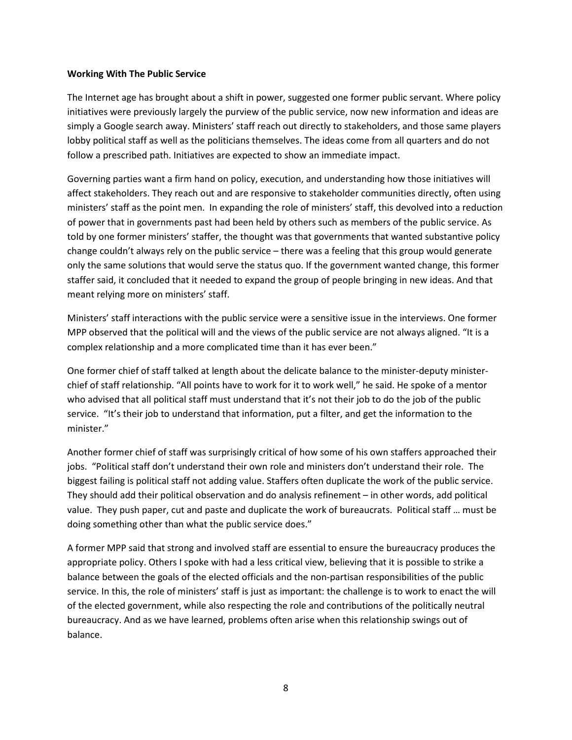**Working With The Public Service**

The Internet age has brought about a shift in power, suggested one former public servant. Where policy initiatives were previously largely the purview of the public service, now new information and ideas are simply a Google search away. Ministers' staff reach out directly to stakeholders, and those same players lobby political staff as well as the politicians themselves. The ideas come from all quarters and do not follow a prescribed path. Initiatives are expected to show an immediate impact.

Governing parties want a firm hand on policy, execution, and understanding how those initiatives will affect stakeholders. They reach out and are responsive to stakeholder communities directly, often using ministers' staff as the point men. In expanding the role of ministers' staff, this devolved into a reduction of power that in governments past had been held by others such as members of the public service. As told by one former ministers' staffer, the thought was that governments that wanted substantive policy change couldn't always rely on the public service – there was a feeling that this group would generate only the same solutions that would serve the status quo. If the government wanted change, this former staffer said, it concluded that it needed to expand the group of people bringing in new ideas. And that meant relying more on ministers' staff.

Ministers' staff interactions with the public service were a sensitive issue in the interviews. One former MPP observed that the political will and the views of the public service are not always aligned. "It is a complex relationship and a more complicated time than it has ever been."

One former chief of staff talked at length about the delicate balance to the minister-deputy minister-chief of staff relationship. "All points have to work for it to work well," he said. He spoke of a mentor who advised that all political staff must understand that it's not their job to do the job of the public service. "It's their job to understand that information, put a filter, and get the information to the minister."

Another former chief of staff was surprisingly critical of how some of his own staffers approached their jobs. "Political staff don't understand their own role and ministers don't understand their role. The biggest failing is political staff not adding value. Staffers often duplicate the work of the public service. They should add their political observation and do analysis refinement – in other words, add political value. They push paper, cut and paste and duplicate the work of bureaucrats. Political staff … must be doing something other than what the public service does."

A former MPP said that strong and involved staff are essential to ensure the bureaucracy produces the appropriate policy. Others I spoke with had a less critical view, believing that it is possible to strike a balance between the goals of the elected officials and the non-partisan responsibilities of the public service. In this, the role of ministers' staff is just as important: the challenge is to work to enact the will of the elected government, while also respecting the role and contributions of the politically neutral bureaucracy. And as we have learned, problems often arise when this relationship swings out of balance.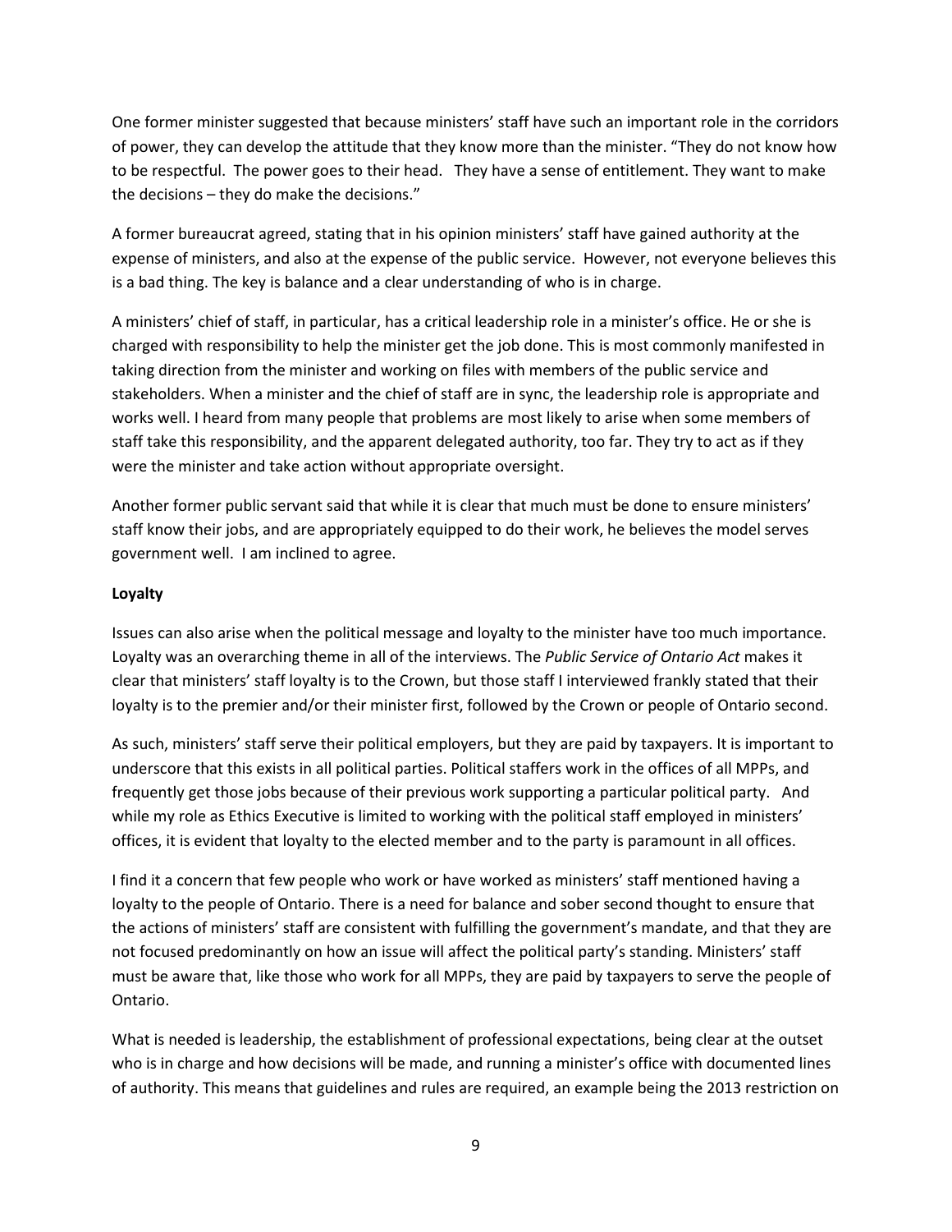One former minister suggested that because ministers' staff have such an important role in the corridors of power, they can develop the attitude that they know more than the minister. "They do not know how to be respectful. The power goes to their head. They have a sense of entitlement. They want to make the decisions – they do make the decisions."

A former bureaucrat agreed, stating that in his opinion ministers' staff have gained authority at the expense of ministers, and also at the expense of the public service. However, not everyone believes this is a bad thing. The key is balance and a clear understanding of who is in charge.

A ministers' chief of staff, in particular, has a critical leadership role in a minister's office. He or she is charged with responsibility to help the minister get the job done. This is most commonly manifested in taking direction from the minister and working on files with members of the public service and stakeholders. When a minister and the chief of staff are in sync, the leadership role is appropriate and works well. I heard from many people that problems are most likely to arise when some members of staff take this responsibility, and the apparent delegated authority, too far. They try to act as if they were the minister and take action without appropriate oversight.

Another former public servant said that while it is clear that much must be done to ensure ministers' staff know their jobs, and are appropriately equipped to do their work, he believes the model serves government well. I am inclined to agree.

**Loyalty**

Issues can also arise when the political message and loyalty to the minister have too much importance. Loyalty was an overarching theme in all of the interviews. The *Public Service of Ontario Act* makes it clear that ministers' staff loyalty is to the Crown, but those staff I interviewed frankly stated that their loyalty is to the premier and/or their minister first, followed by the Crown or people of Ontario second.

As such, ministers' staff serve their political employers, but they are paid by taxpayers. It is important to underscore that this exists in all political parties. Political staffers work in the offices of all MPPs, and frequently get those jobs because of their previous work supporting a particular political party. And while my role as Ethics Executive is limited to working with the political staff employed in ministers' offices, it is evident that loyalty to the elected member and to the party is paramount in all offices.

I find it a concern that few people who work or have worked as ministers' staff mentioned having a loyalty to the people of Ontario. There is a need for balance and sober second thought to ensure that the actions of ministers' staff are consistent with fulfilling the government's mandate, and that they are not focused predominantly on how an issue will affect the political party's standing. Ministers' staff must be aware that, like those who work for all MPPs, they are paid by taxpayers to serve the people of Ontario.

What is needed is leadership, the establishment of professional expectations, being clear at the outset who is in charge and how decisions will be made, and running a minister's office with documented lines of authority. This means that guidelines and rules are required, an example being the 2013 restriction on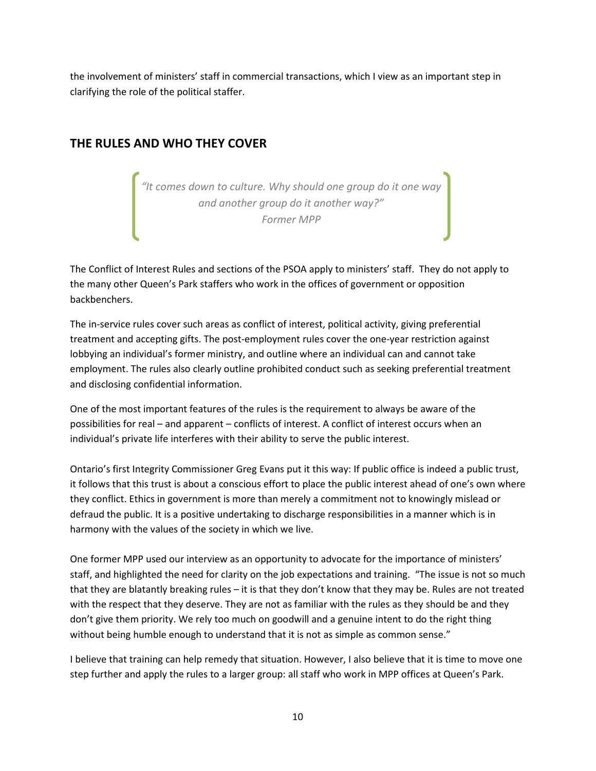the involvement of ministers' staff in commercial transactions, which I view as an important step in clarifying the role of the political staffer.

## THE RULES AND WHO THEY COVER

> *"It comes down to culture. Why should one group do it one way and another group do it another way?"*
> *Former MPP*

The Conflict of Interest Rules and sections of the PSOA apply to ministers' staff. They do not apply to the many other Queen's Park staffers who work in the offices of government or opposition backbenchers.

The in-service rules cover such areas as conflict of interest, political activity, giving preferential treatment and accepting gifts. The post-employment rules cover the one-year restriction against lobbying an individual's former ministry, and outline where an individual can and cannot take employment. The rules also clearly outline prohibited conduct such as seeking preferential treatment and disclosing confidential information.

One of the most important features of the rules is the requirement to always be aware of the possibilities for real – and apparent – conflicts of interest. A conflict of interest occurs when an individual's private life interferes with their ability to serve the public interest.

Ontario's first Integrity Commissioner Greg Evans put it this way: If public office is indeed a public trust, it follows that this trust is about a conscious effort to place the public interest ahead of one's own where they conflict. Ethics in government is more than merely a commitment not to knowingly mislead or defraud the public. It is a positive undertaking to discharge responsibilities in a manner which is in harmony with the values of the society in which we live.

One former MPP used our interview as an opportunity to advocate for the importance of ministers' staff, and highlighted the need for clarity on the job expectations and training. "The issue is not so much that they are blatantly breaking rules – it is that they don't know that they may be. Rules are not treated with the respect that they deserve. They are not as familiar with the rules as they should be and they don't give them priority. We rely too much on goodwill and a genuine intent to do the right thing without being humble enough to understand that it is not as simple as common sense."

I believe that training can help remedy that situation. However, I also believe that it is time to move one step further and apply the rules to a larger group: all staff who work in MPP offices at Queen's Park.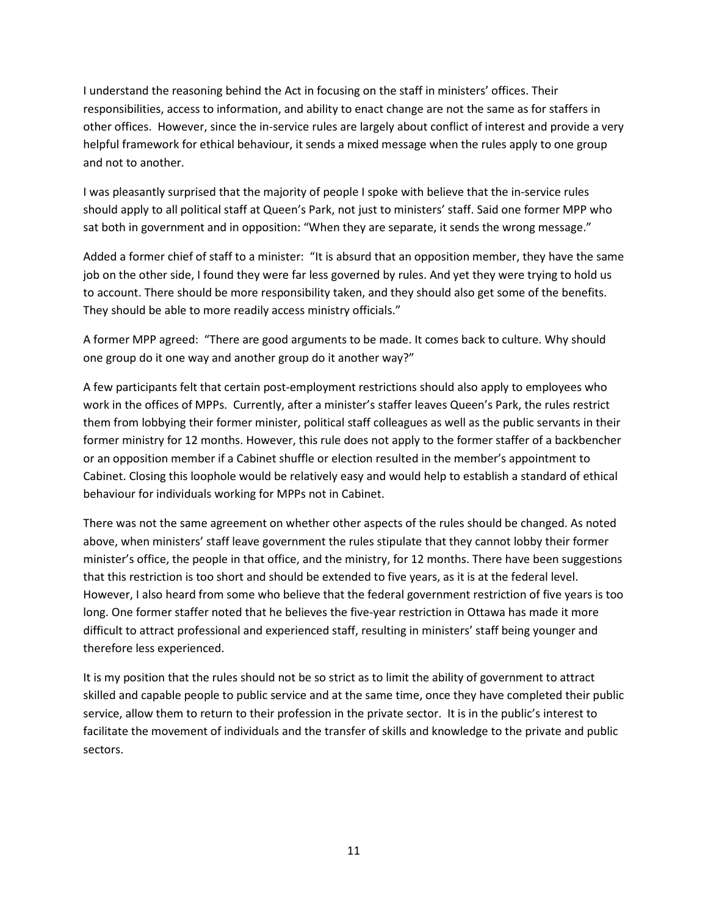I understand the reasoning behind the Act in focusing on the staff in ministers' offices. Their responsibilities, access to information, and ability to enact change are not the same as for staffers in other offices. However, since the in-service rules are largely about conflict of interest and provide a very helpful framework for ethical behaviour, it sends a mixed message when the rules apply to one group and not to another.

I was pleasantly surprised that the majority of people I spoke with believe that the in-service rules should apply to all political staff at Queen's Park, not just to ministers' staff. Said one former MPP who sat both in government and in opposition: "When they are separate, it sends the wrong message."

Added a former chief of staff to a minister: "It is absurd that an opposition member, they have the same job on the other side, I found they were far less governed by rules. And yet they were trying to hold us to account. There should be more responsibility taken, and they should also get some of the benefits. They should be able to more readily access ministry officials."

A former MPP agreed: "There are good arguments to be made. It comes back to culture. Why should one group do it one way and another group do it another way?"

A few participants felt that certain post-employment restrictions should also apply to employees who work in the offices of MPPs. Currently, after a minister's staffer leaves Queen's Park, the rules restrict them from lobbying their former minister, political staff colleagues as well as the public servants in their former ministry for 12 months. However, this rule does not apply to the former staffer of a backbencher or an opposition member if a Cabinet shuffle or election resulted in the member's appointment to Cabinet. Closing this loophole would be relatively easy and would help to establish a standard of ethical behaviour for individuals working for MPPs not in Cabinet.

There was not the same agreement on whether other aspects of the rules should be changed. As noted above, when ministers' staff leave government the rules stipulate that they cannot lobby their former minister's office, the people in that office, and the ministry, for 12 months. There have been suggestions that this restriction is too short and should be extended to five years, as it is at the federal level. However, I also heard from some who believe that the federal government restriction of five years is too long. One former staffer noted that he believes the five-year restriction in Ottawa has made it more difficult to attract professional and experienced staff, resulting in ministers' staff being younger and therefore less experienced.

It is my position that the rules should not be so strict as to limit the ability of government to attract skilled and capable people to public service and at the same time, once they have completed their public service, allow them to return to their profession in the private sector. It is in the public's interest to facilitate the movement of individuals and the transfer of skills and knowledge to the private and public sectors.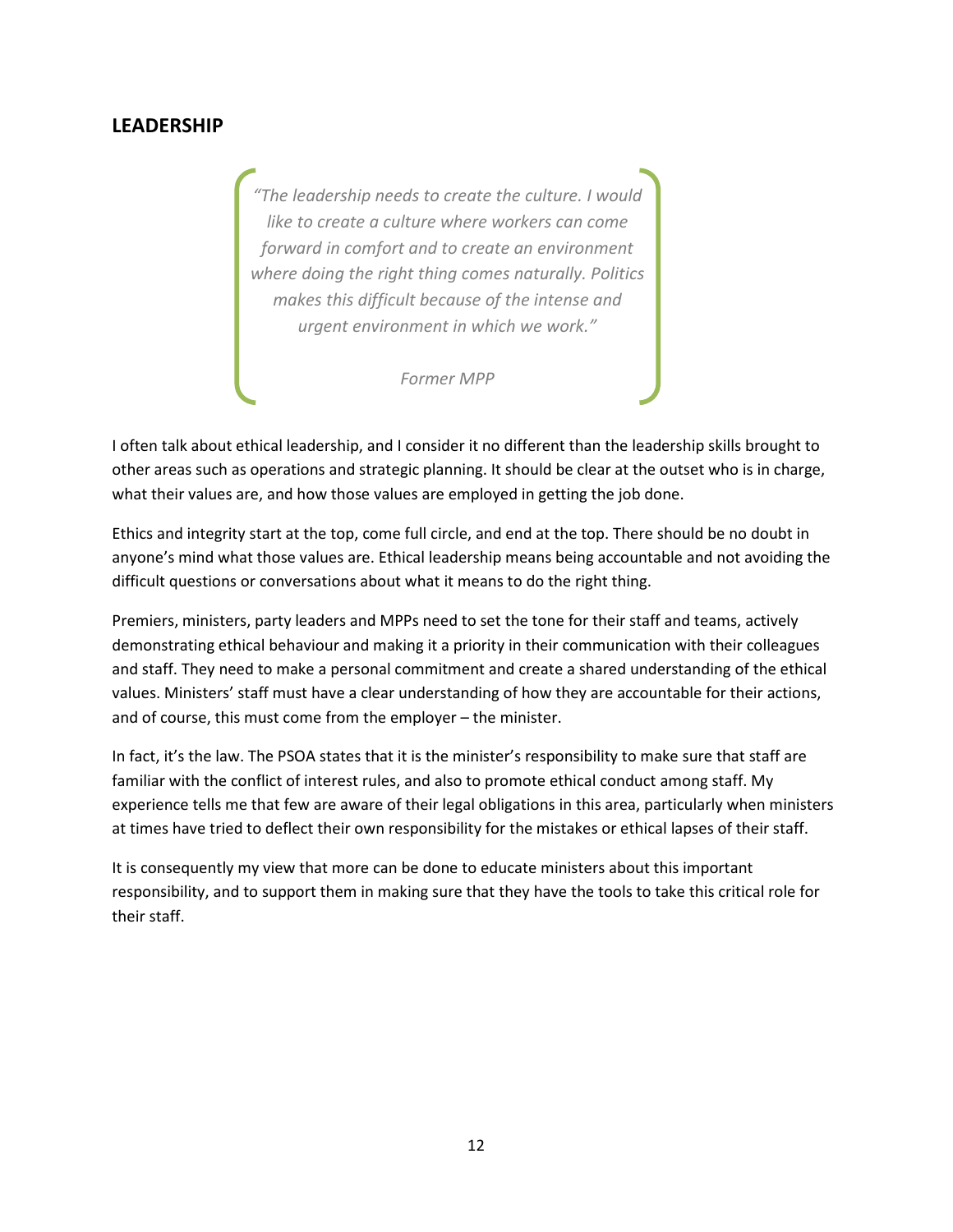## LEADERSHIP

> *"The leadership needs to create the culture. I would like to create a culture where workers can come forward in comfort and to create an environment where doing the right thing comes naturally. Politics makes this difficult because of the intense and urgent environment in which we work."*
>
> *Former MPP*

I often talk about ethical leadership, and I consider it no different than the leadership skills brought to other areas such as operations and strategic planning. It should be clear at the outset who is in charge, what their values are, and how those values are employed in getting the job done.

Ethics and integrity start at the top, come full circle, and end at the top. There should be no doubt in anyone's mind what those values are. Ethical leadership means being accountable and not avoiding the difficult questions or conversations about what it means to do the right thing.

Premiers, ministers, party leaders and MPPs need to set the tone for their staff and teams, actively demonstrating ethical behaviour and making it a priority in their communication with their colleagues and staff. They need to make a personal commitment and create a shared understanding of the ethical values. Ministers' staff must have a clear understanding of how they are accountable for their actions, and of course, this must come from the employer – the minister.

In fact, it's the law. The PSOA states that it is the minister's responsibility to make sure that staff are familiar with the conflict of interest rules, and also to promote ethical conduct among staff. My experience tells me that few are aware of their legal obligations in this area, particularly when ministers at times have tried to deflect their own responsibility for the mistakes or ethical lapses of their staff.

It is consequently my view that more can be done to educate ministers about this important responsibility, and to support them in making sure that they have the tools to take this critical role for their staff.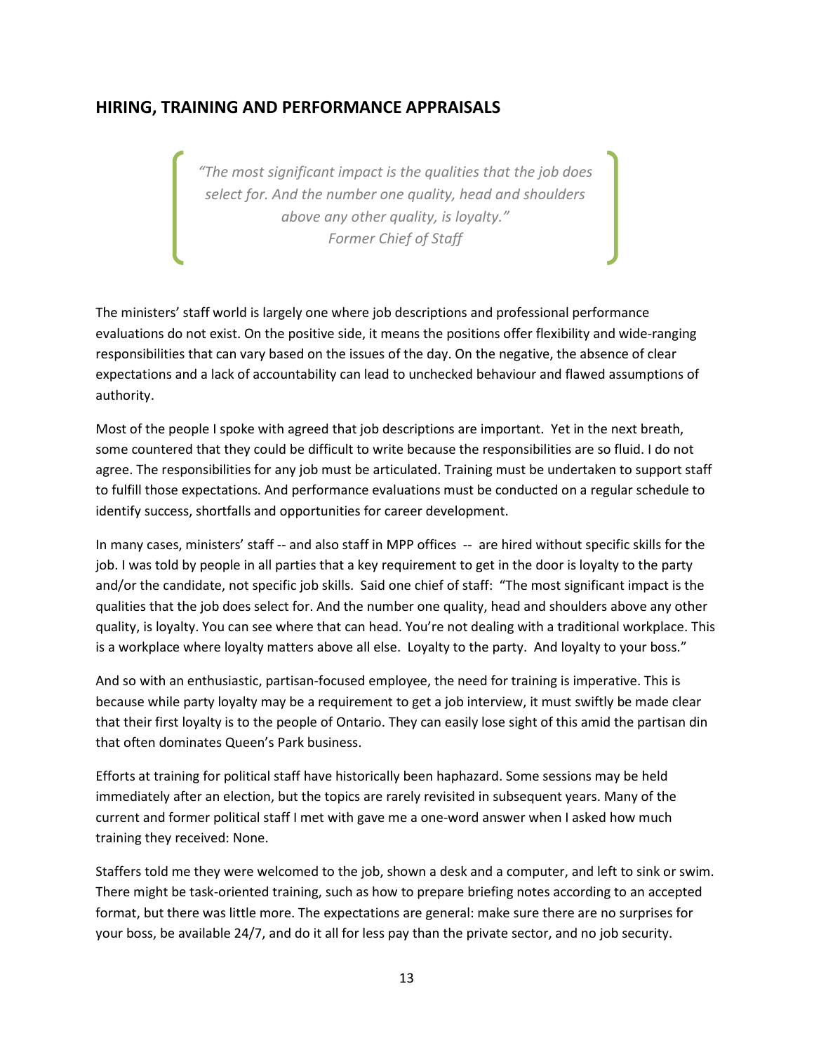## HIRING, TRAINING AND PERFORMANCE APPRAISALS

> *"The most significant impact is the qualities that the job does select for. And the number one quality, head and shoulders above any other quality, is loyalty."*
> *Former Chief of Staff*

The ministers' staff world is largely one where job descriptions and professional performance evaluations do not exist. On the positive side, it means the positions offer flexibility and wide-ranging responsibilities that can vary based on the issues of the day. On the negative, the absence of clear expectations and a lack of accountability can lead to unchecked behaviour and flawed assumptions of authority.

Most of the people I spoke with agreed that job descriptions are important. Yet in the next breath, some countered that they could be difficult to write because the responsibilities are so fluid. I do not agree. The responsibilities for any job must be articulated. Training must be undertaken to support staff to fulfill those expectations. And performance evaluations must be conducted on a regular schedule to identify success, shortfalls and opportunities for career development.

In many cases, ministers' staff -- and also staff in MPP offices -- are hired without specific skills for the job. I was told by people in all parties that a key requirement to get in the door is loyalty to the party and/or the candidate, not specific job skills. Said one chief of staff: "The most significant impact is the qualities that the job does select for. And the number one quality, head and shoulders above any other quality, is loyalty. You can see where that can head. You're not dealing with a traditional workplace. This is a workplace where loyalty matters above all else. Loyalty to the party. And loyalty to your boss."

And so with an enthusiastic, partisan-focused employee, the need for training is imperative. This is because while party loyalty may be a requirement to get a job interview, it must swiftly be made clear that their first loyalty is to the people of Ontario. They can easily lose sight of this amid the partisan din that often dominates Queen's Park business.

Efforts at training for political staff have historically been haphazard. Some sessions may be held immediately after an election, but the topics are rarely revisited in subsequent years. Many of the current and former political staff I met with gave me a one-word answer when I asked how much training they received: None.

Staffers told me they were welcomed to the job, shown a desk and a computer, and left to sink or swim. There might be task-oriented training, such as how to prepare briefing notes according to an accepted format, but there was little more. The expectations are general: make sure there are no surprises for your boss, be available 24/7, and do it all for less pay than the private sector, and no job security.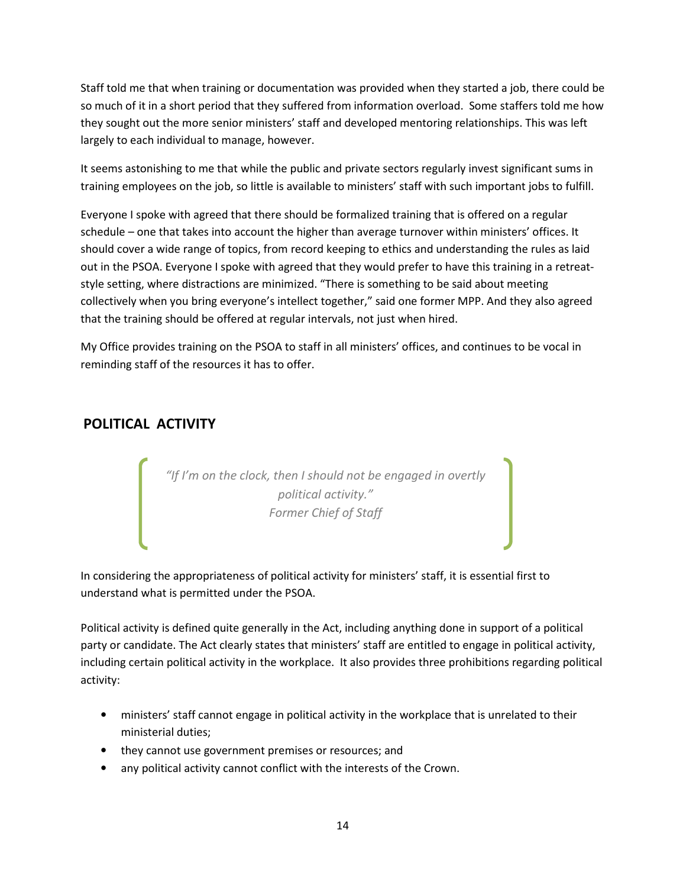Staff told me that when training or documentation was provided when they started a job, there could be so much of it in a short period that they suffered from information overload. Some staffers told me how they sought out the more senior ministers' staff and developed mentoring relationships. This was left largely to each individual to manage, however.

It seems astonishing to me that while the public and private sectors regularly invest significant sums in training employees on the job, so little is available to ministers' staff with such important jobs to fulfill.

Everyone I spoke with agreed that there should be formalized training that is offered on a regular schedule – one that takes into account the higher than average turnover within ministers' offices. It should cover a wide range of topics, from record keeping to ethics and understanding the rules as laid out in the PSOA. Everyone I spoke with agreed that they would prefer to have this training in a retreat-style setting, where distractions are minimized. "There is something to be said about meeting collectively when you bring everyone's intellect together," said one former MPP. And they also agreed that the training should be offered at regular intervals, not just when hired.

My Office provides training on the PSOA to staff in all ministers' offices, and continues to be vocal in reminding staff of the resources it has to offer.

## POLITICAL ACTIVITY

> *"If I'm on the clock, then I should not be engaged in overtly political activity."*
> *Former Chief of Staff*

In considering the appropriateness of political activity for ministers' staff, it is essential first to understand what is permitted under the PSOA.

Political activity is defined quite generally in the Act, including anything done in support of a political party or candidate. The Act clearly states that ministers' staff are entitled to engage in political activity, including certain political activity in the workplace. It also provides three prohibitions regarding political activity:

- ministers' staff cannot engage in political activity in the workplace that is unrelated to their ministerial duties;
- they cannot use government premises or resources; and
- any political activity cannot conflict with the interests of the Crown.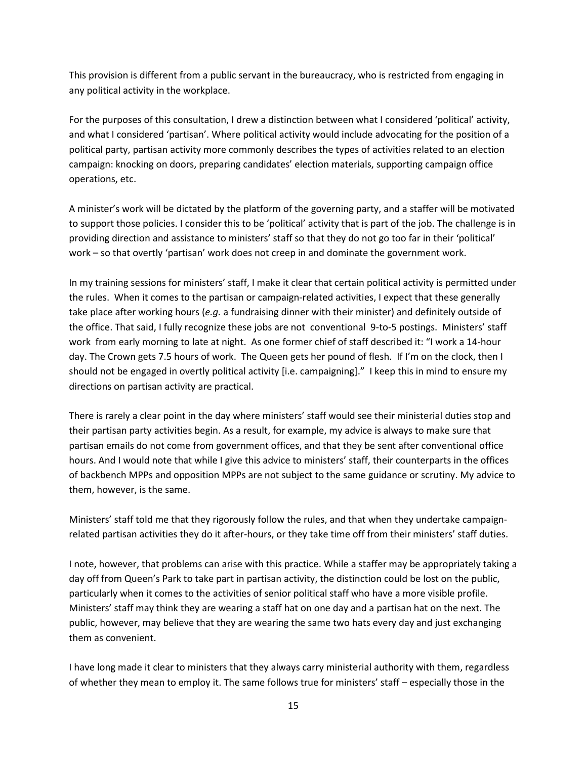This provision is different from a public servant in the bureaucracy, who is restricted from engaging in any political activity in the workplace.

For the purposes of this consultation, I drew a distinction between what I considered 'political' activity, and what I considered 'partisan'. Where political activity would include advocating for the position of a political party, partisan activity more commonly describes the types of activities related to an election campaign: knocking on doors, preparing candidates' election materials, supporting campaign office operations, etc.

A minister's work will be dictated by the platform of the governing party, and a staffer will be motivated to support those policies. I consider this to be 'political' activity that is part of the job. The challenge is in providing direction and assistance to ministers' staff so that they do not go too far in their 'political' work – so that overtly 'partisan' work does not creep in and dominate the government work.

In my training sessions for ministers' staff, I make it clear that certain political activity is permitted under the rules. When it comes to the partisan or campaign-related activities, I expect that these generally take place after working hours (*e.g.* a fundraising dinner with their minister) and definitely outside of the office. That said, I fully recognize these jobs are not conventional 9-to-5 postings. Ministers' staff work from early morning to late at night. As one former chief of staff described it: "I work a 14-hour day. The Crown gets 7.5 hours of work. The Queen gets her pound of flesh. If I'm on the clock, then I should not be engaged in overtly political activity [i.e. campaigning]." I keep this in mind to ensure my directions on partisan activity are practical.

There is rarely a clear point in the day where ministers' staff would see their ministerial duties stop and their partisan party activities begin. As a result, for example, my advice is always to make sure that partisan emails do not come from government offices, and that they be sent after conventional office hours. And I would note that while I give this advice to ministers' staff, their counterparts in the offices of backbench MPPs and opposition MPPs are not subject to the same guidance or scrutiny. My advice to them, however, is the same.

Ministers' staff told me that they rigorously follow the rules, and that when they undertake campaign-related partisan activities they do it after-hours, or they take time off from their ministers' staff duties.

I note, however, that problems can arise with this practice. While a staffer may be appropriately taking a day off from Queen's Park to take part in partisan activity, the distinction could be lost on the public, particularly when it comes to the activities of senior political staff who have a more visible profile. Ministers' staff may think they are wearing a staff hat on one day and a partisan hat on the next. The public, however, may believe that they are wearing the same two hats every day and just exchanging them as convenient.

I have long made it clear to ministers that they always carry ministerial authority with them, regardless of whether they mean to employ it. The same follows true for ministers' staff – especially those in the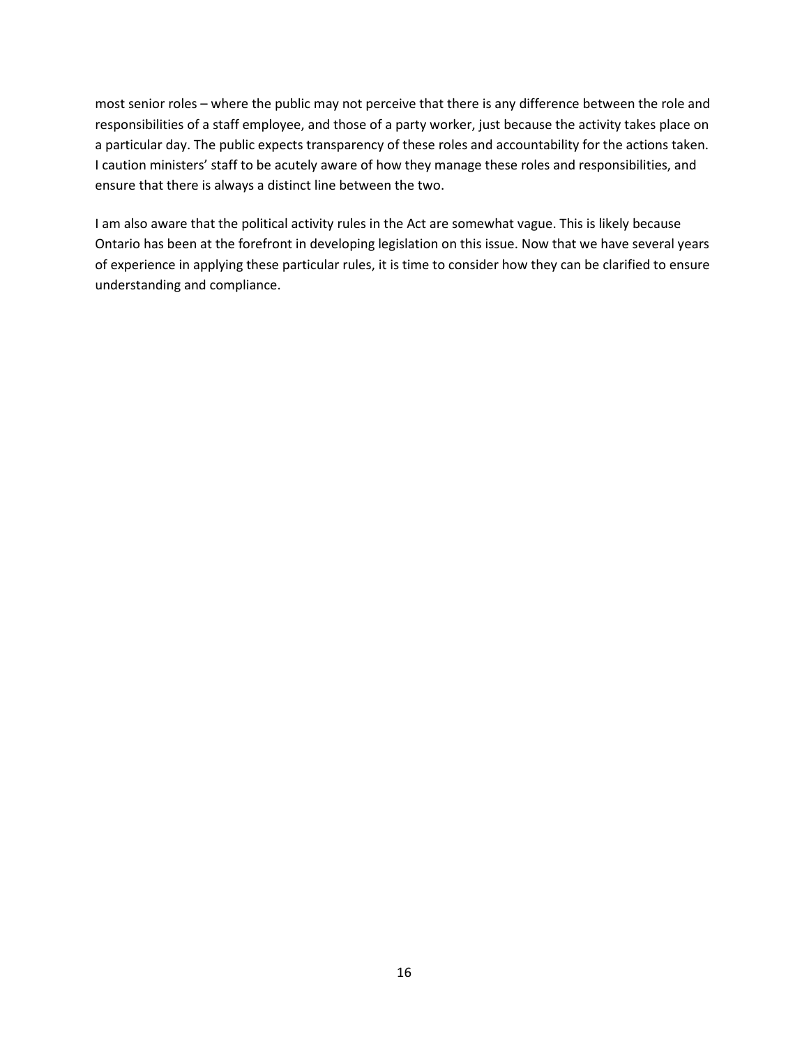most senior roles – where the public may not perceive that there is any difference between the role and responsibilities of a staff employee, and those of a party worker, just because the activity takes place on a particular day. The public expects transparency of these roles and accountability for the actions taken. I caution ministers' staff to be acutely aware of how they manage these roles and responsibilities, and ensure that there is always a distinct line between the two.

I am also aware that the political activity rules in the Act are somewhat vague. This is likely because Ontario has been at the forefront in developing legislation on this issue. Now that we have several years of experience in applying these particular rules, it is time to consider how they can be clarified to ensure understanding and compliance.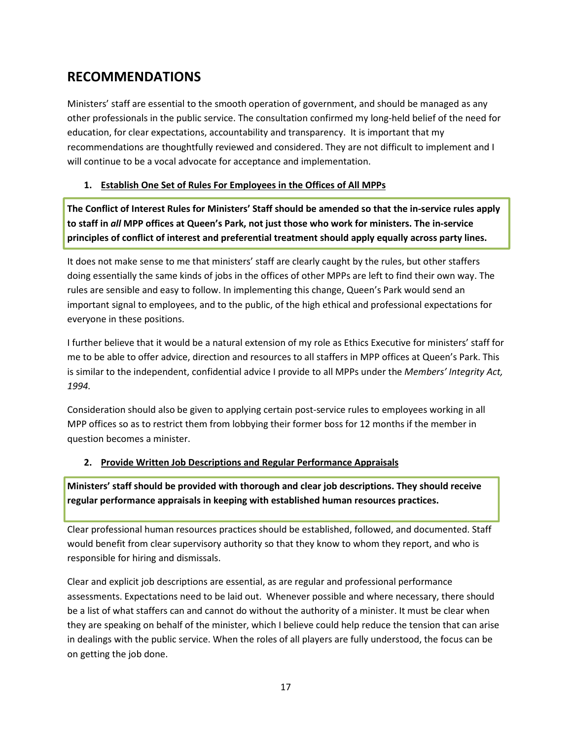## RECOMMENDATIONS

Ministers' staff are essential to the smooth operation of government, and should be managed as any other professionals in the public service. The consultation confirmed my long-held belief of the need for education, for clear expectations, accountability and transparency. It is important that my recommendations are thoughtfully reviewed and considered. They are not difficult to implement and I will continue to be a vocal advocate for acceptance and implementation.

### 1. Establish One Set of Rules For Employees in the Offices of All MPPs

**The Conflict of Interest Rules for Ministers' Staff should be amended so that the in-service rules apply to staff in *all* MPP offices at Queen's Park, not just those who work for ministers. The in-service principles of conflict of interest and preferential treatment should apply equally across party lines.**

It does not make sense to me that ministers' staff are clearly caught by the rules, but other staffers doing essentially the same kinds of jobs in the offices of other MPPs are left to find their own way. The rules are sensible and easy to follow. In implementing this change, Queen's Park would send an important signal to employees, and to the public, of the high ethical and professional expectations for everyone in these positions.

I further believe that it would be a natural extension of my role as Ethics Executive for ministers' staff for me to be able to offer advice, direction and resources to all staffers in MPP offices at Queen's Park. This is similar to the independent, confidential advice I provide to all MPPs under the *Members' Integrity Act, 1994.*

Consideration should also be given to applying certain post-service rules to employees working in all MPP offices so as to restrict them from lobbying their former boss for 12 months if the member in question becomes a minister.

### 2. Provide Written Job Descriptions and Regular Performance Appraisals

**Ministers' staff should be provided with thorough and clear job descriptions. They should receive regular performance appraisals in keeping with established human resources practices.**

Clear professional human resources practices should be established, followed, and documented. Staff would benefit from clear supervisory authority so that they know to whom they report, and who is responsible for hiring and dismissals.

Clear and explicit job descriptions are essential, as are regular and professional performance assessments. Expectations need to be laid out. Whenever possible and where necessary, there should be a list of what staffers can and cannot do without the authority of a minister. It must be clear when they are speaking on behalf of the minister, which I believe could help reduce the tension that can arise in dealings with the public service. When the roles of all players are fully understood, the focus can be on getting the job done.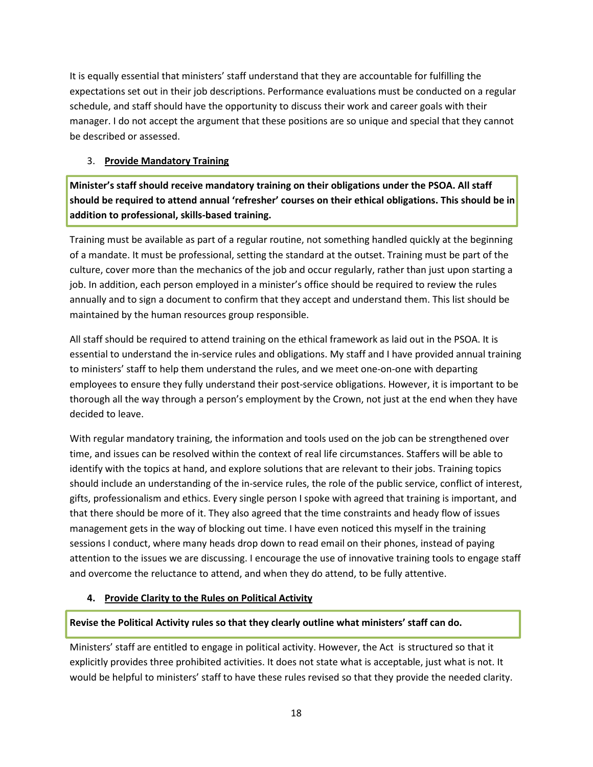It is equally essential that ministers' staff understand that they are accountable for fulfilling the expectations set out in their job descriptions. Performance evaluations must be conducted on a regular schedule, and staff should have the opportunity to discuss their work and career goals with their manager. I do not accept the argument that these positions are so unique and special that they cannot be described or assessed.

### 3. Provide Mandatory Training

**Minister's staff should receive mandatory training on their obligations under the PSOA. All staff should be required to attend annual 'refresher' courses on their ethical obligations. This should be in addition to professional, skills-based training.**

Training must be available as part of a regular routine, not something handled quickly at the beginning of a mandate. It must be professional, setting the standard at the outset. Training must be part of the culture, cover more than the mechanics of the job and occur regularly, rather than just upon starting a job. In addition, each person employed in a minister's office should be required to review the rules annually and to sign a document to confirm that they accept and understand them. This list should be maintained by the human resources group responsible.

All staff should be required to attend training on the ethical framework as laid out in the PSOA. It is essential to understand the in-service rules and obligations. My staff and I have provided annual training to ministers' staff to help them understand the rules, and we meet one-on-one with departing employees to ensure they fully understand their post-service obligations. However, it is important to be thorough all the way through a person's employment by the Crown, not just at the end when they have decided to leave.

With regular mandatory training, the information and tools used on the job can be strengthened over time, and issues can be resolved within the context of real life circumstances. Staffers will be able to identify with the topics at hand, and explore solutions that are relevant to their jobs. Training topics should include an understanding of the in-service rules, the role of the public service, conflict of interest, gifts, professionalism and ethics. Every single person I spoke with agreed that training is important, and that there should be more of it. They also agreed that the time constraints and heady flow of issues management gets in the way of blocking out time. I have even noticed this myself in the training sessions I conduct, where many heads drop down to read email on their phones, instead of paying attention to the issues we are discussing. I encourage the use of innovative training tools to engage staff and overcome the reluctance to attend, and when they do attend, to be fully attentive.

### 4. Provide Clarity to the Rules on Political Activity

**Revise the Political Activity rules so that they clearly outline what ministers' staff can do.**

Ministers' staff are entitled to engage in political activity. However, the Act is structured so that it explicitly provides three prohibited activities. It does not state what is acceptable, just what is not. It would be helpful to ministers' staff to have these rules revised so that they provide the needed clarity.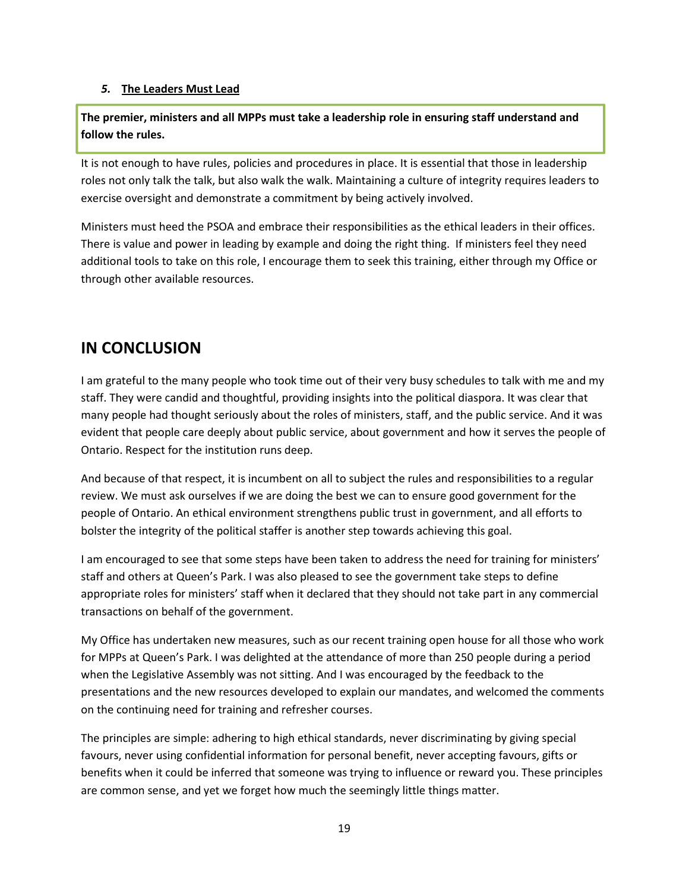### *5.* **The Leaders Must Lead**

**The premier, ministers and all MPPs must take a leadership role in ensuring staff understand and follow the rules.**

It is not enough to have rules, policies and procedures in place. It is essential that those in leadership roles not only talk the talk, but also walk the walk. Maintaining a culture of integrity requires leaders to exercise oversight and demonstrate a commitment by being actively involved.

Ministers must heed the PSOA and embrace their responsibilities as the ethical leaders in their offices. There is value and power in leading by example and doing the right thing. If ministers feel they need additional tools to take on this role, I encourage them to seek this training, either through my Office or through other available resources.

## IN CONCLUSION

I am grateful to the many people who took time out of their very busy schedules to talk with me and my staff. They were candid and thoughtful, providing insights into the political diaspora. It was clear that many people had thought seriously about the roles of ministers, staff, and the public service. And it was evident that people care deeply about public service, about government and how it serves the people of Ontario. Respect for the institution runs deep.

And because of that respect, it is incumbent on all to subject the rules and responsibilities to a regular review. We must ask ourselves if we are doing the best we can to ensure good government for the people of Ontario. An ethical environment strengthens public trust in government, and all efforts to bolster the integrity of the political staffer is another step towards achieving this goal.

I am encouraged to see that some steps have been taken to address the need for training for ministers' staff and others at Queen's Park. I was also pleased to see the government take steps to define appropriate roles for ministers' staff when it declared that they should not take part in any commercial transactions on behalf of the government.

My Office has undertaken new measures, such as our recent training open house for all those who work for MPPs at Queen's Park. I was delighted at the attendance of more than 250 people during a period when the Legislative Assembly was not sitting. And I was encouraged by the feedback to the presentations and the new resources developed to explain our mandates, and welcomed the comments on the continuing need for training and refresher courses.

The principles are simple: adhering to high ethical standards, never discriminating by giving special favours, never using confidential information for personal benefit, never accepting favours, gifts or benefits when it could be inferred that someone was trying to influence or reward you. These principles are common sense, and yet we forget how much the seemingly little things matter.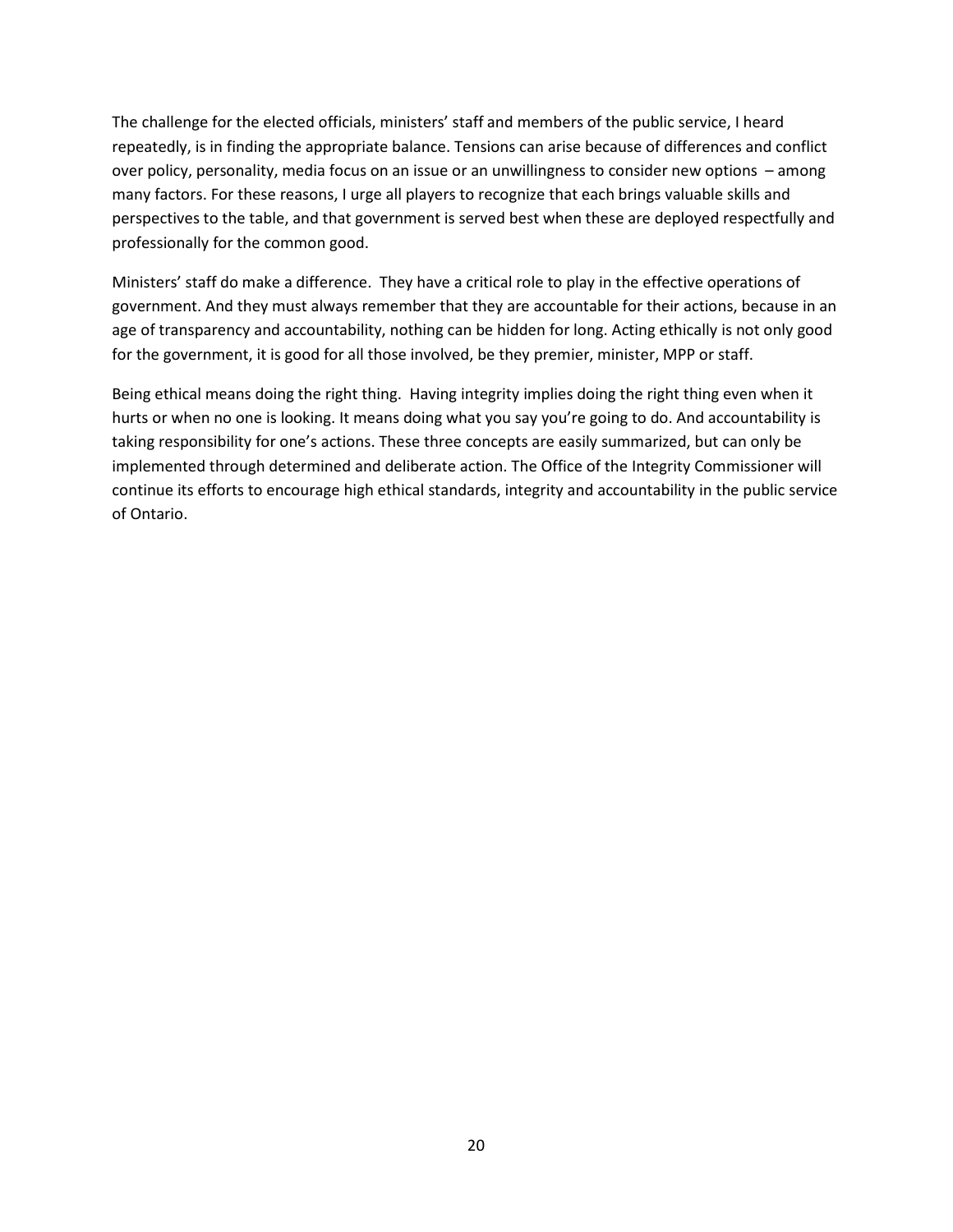The challenge for the elected officials, ministers' staff and members of the public service, I heard repeatedly, is in finding the appropriate balance. Tensions can arise because of differences and conflict over policy, personality, media focus on an issue or an unwillingness to consider new options – among many factors. For these reasons, I urge all players to recognize that each brings valuable skills and perspectives to the table, and that government is served best when these are deployed respectfully and professionally for the common good.

Ministers' staff do make a difference. They have a critical role to play in the effective operations of government. And they must always remember that they are accountable for their actions, because in an age of transparency and accountability, nothing can be hidden for long. Acting ethically is not only good for the government, it is good for all those involved, be they premier, minister, MPP or staff.

Being ethical means doing the right thing. Having integrity implies doing the right thing even when it hurts or when no one is looking. It means doing what you say you're going to do. And accountability is taking responsibility for one's actions. These three concepts are easily summarized, but can only be implemented through determined and deliberate action. The Office of the Integrity Commissioner will continue its efforts to encourage high ethical standards, integrity and accountability in the public service of Ontario.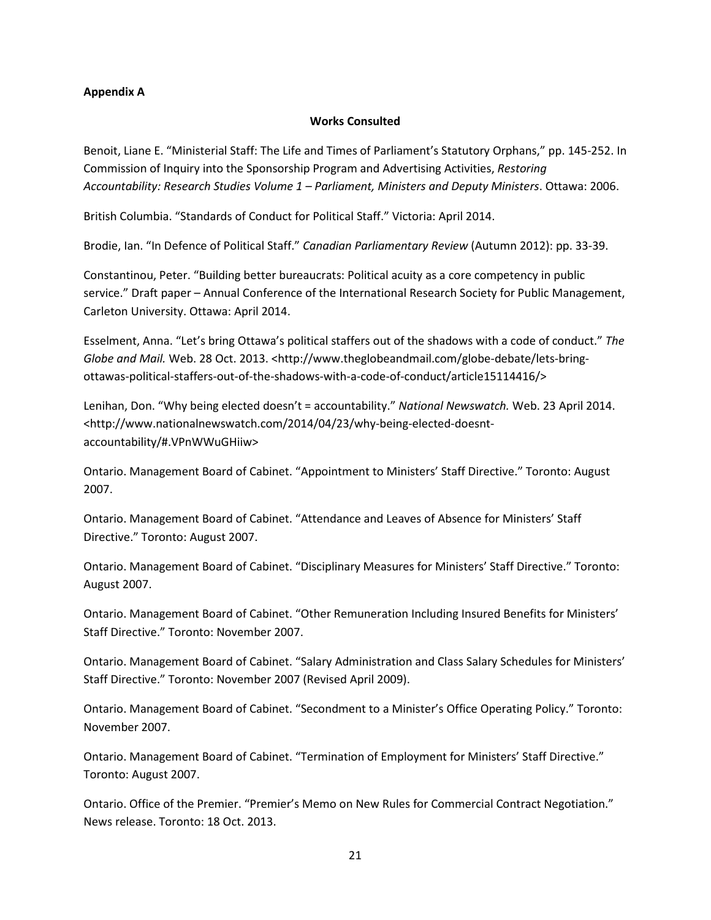**Appendix A**

**Works Consulted**

Benoit, Liane E. "Ministerial Staff: The Life and Times of Parliament's Statutory Orphans," pp. 145-252. In Commission of Inquiry into the Sponsorship Program and Advertising Activities, *Restoring Accountability: Research Studies Volume 1 – Parliament, Ministers and Deputy Ministers*. Ottawa: 2006.

British Columbia. "Standards of Conduct for Political Staff." Victoria: April 2014.

Brodie, Ian. "In Defence of Political Staff." *Canadian Parliamentary Review* (Autumn 2012): pp. 33-39.

Constantinou, Peter. "Building better bureaucrats: Political acuity as a core competency in public service." Draft paper – Annual Conference of the International Research Society for Public Management, Carleton University. Ottawa: April 2014.

Esselment, Anna. "Let's bring Ottawa's political staffers out of the shadows with a code of conduct." *The Globe and Mail.* Web. 28 Oct. 2013. <http://www.theglobeandmail.com/globe-debate/lets-bring-ottawas-political-staffers-out-of-the-shadows-with-a-code-of-conduct/article15114416/>

Lenihan, Don. "Why being elected doesn't = accountability." *National Newswatch.* Web. 23 April 2014. <http://www.nationalnewswatch.com/2014/04/23/why-being-elected-doesnt-accountability/#.VPnWWuGHiiw>

Ontario. Management Board of Cabinet. "Appointment to Ministers' Staff Directive." Toronto: August 2007.

Ontario. Management Board of Cabinet. "Attendance and Leaves of Absence for Ministers' Staff Directive." Toronto: August 2007.

Ontario. Management Board of Cabinet. "Disciplinary Measures for Ministers' Staff Directive." Toronto: August 2007.

Ontario. Management Board of Cabinet. "Other Remuneration Including Insured Benefits for Ministers' Staff Directive." Toronto: November 2007.

Ontario. Management Board of Cabinet. "Salary Administration and Class Salary Schedules for Ministers' Staff Directive." Toronto: November 2007 (Revised April 2009).

Ontario. Management Board of Cabinet. "Secondment to a Minister's Office Operating Policy." Toronto: November 2007.

Ontario. Management Board of Cabinet. "Termination of Employment for Ministers' Staff Directive." Toronto: August 2007.

Ontario. Office of the Premier. "Premier's Memo on New Rules for Commercial Contract Negotiation." News release. Toronto: 18 Oct. 2013.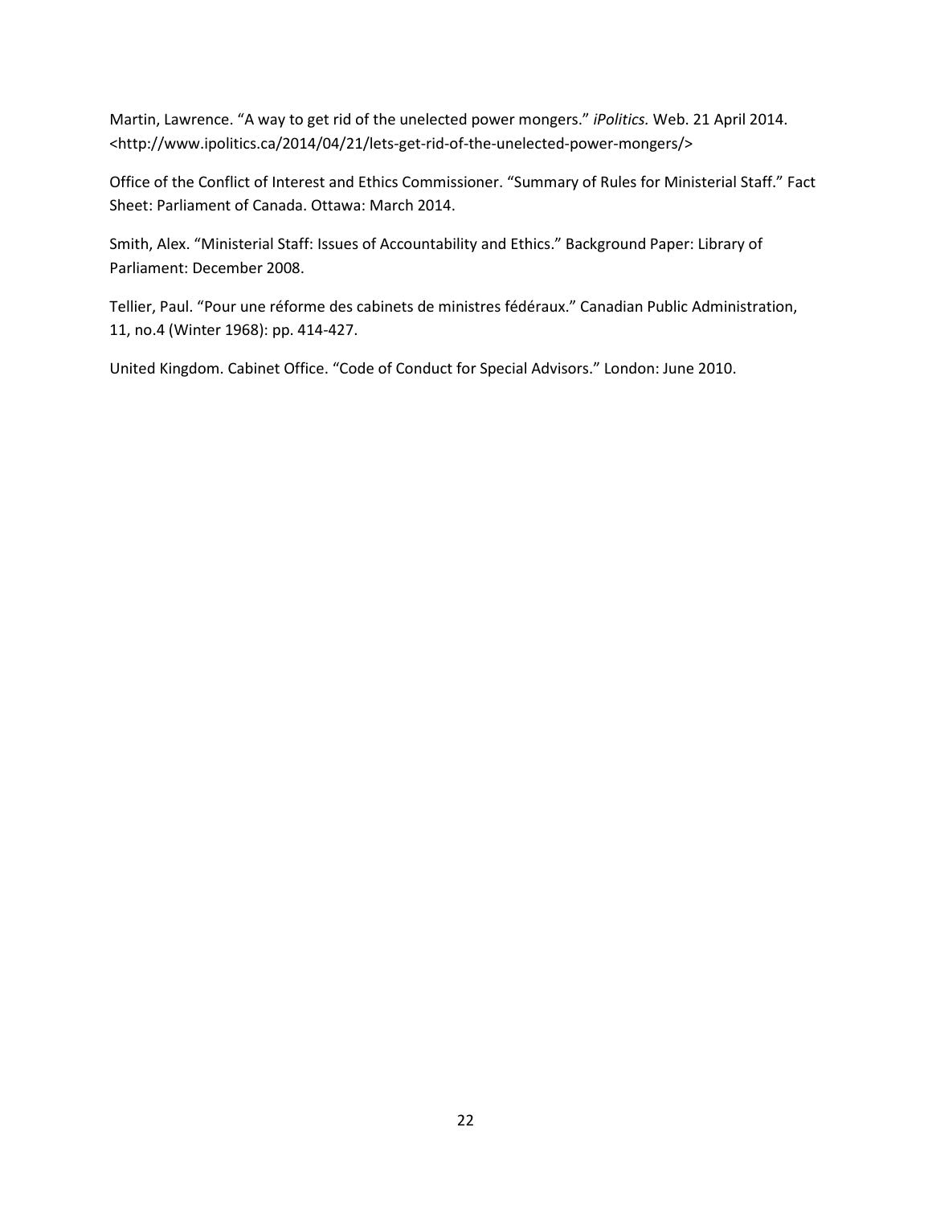Martin, Lawrence. "A way to get rid of the unelected power mongers." *iPolitics.* Web. 21 April 2014. <http://www.ipolitics.ca/2014/04/21/lets-get-rid-of-the-unelected-power-mongers/>

Office of the Conflict of Interest and Ethics Commissioner. "Summary of Rules for Ministerial Staff." Fact Sheet: Parliament of Canada. Ottawa: March 2014.

Smith, Alex. "Ministerial Staff: Issues of Accountability and Ethics." Background Paper: Library of Parliament: December 2008.

Tellier, Paul. "Pour une réforme des cabinets de ministres fédéraux." Canadian Public Administration, 11, no.4 (Winter 1968): pp. 414-427.

United Kingdom. Cabinet Office. "Code of Conduct for Special Advisors." London: June 2010.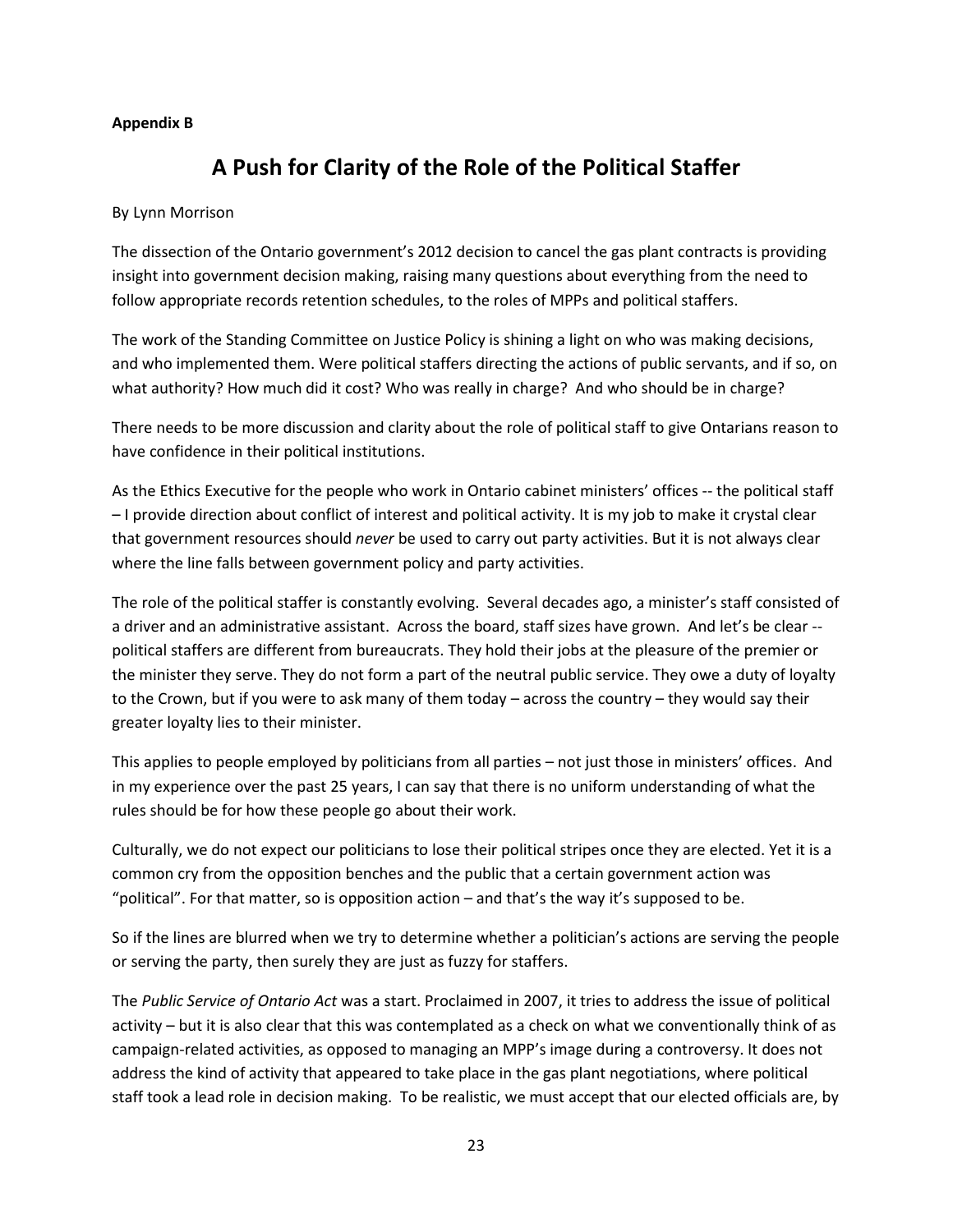**Appendix B**

# A Push for Clarity of the Role of the Political Staffer

By Lynn Morrison

The dissection of the Ontario government's 2012 decision to cancel the gas plant contracts is providing insight into government decision making, raising many questions about everything from the need to follow appropriate records retention schedules, to the roles of MPPs and political staffers.

The work of the Standing Committee on Justice Policy is shining a light on who was making decisions, and who implemented them. Were political staffers directing the actions of public servants, and if so, on what authority? How much did it cost? Who was really in charge? And who should be in charge?

There needs to be more discussion and clarity about the role of political staff to give Ontarians reason to have confidence in their political institutions.

As the Ethics Executive for the people who work in Ontario cabinet ministers' offices -- the political staff – I provide direction about conflict of interest and political activity. It is my job to make it crystal clear that government resources should *never* be used to carry out party activities. But it is not always clear where the line falls between government policy and party activities.

The role of the political staffer is constantly evolving. Several decades ago, a minister's staff consisted of a driver and an administrative assistant. Across the board, staff sizes have grown. And let's be clear -- political staffers are different from bureaucrats. They hold their jobs at the pleasure of the premier or the minister they serve. They do not form a part of the neutral public service. They owe a duty of loyalty to the Crown, but if you were to ask many of them today – across the country – they would say their greater loyalty lies to their minister.

This applies to people employed by politicians from all parties – not just those in ministers' offices. And in my experience over the past 25 years, I can say that there is no uniform understanding of what the rules should be for how these people go about their work.

Culturally, we do not expect our politicians to lose their political stripes once they are elected. Yet it is a common cry from the opposition benches and the public that a certain government action was "political". For that matter, so is opposition action – and that's the way it's supposed to be.

So if the lines are blurred when we try to determine whether a politician's actions are serving the people or serving the party, then surely they are just as fuzzy for staffers.

The *Public Service of Ontario Act* was a start. Proclaimed in 2007, it tries to address the issue of political activity – but it is also clear that this was contemplated as a check on what we conventionally think of as campaign-related activities, as opposed to managing an MPP's image during a controversy. It does not address the kind of activity that appeared to take place in the gas plant negotiations, where political staff took a lead role in decision making. To be realistic, we must accept that our elected officials are, by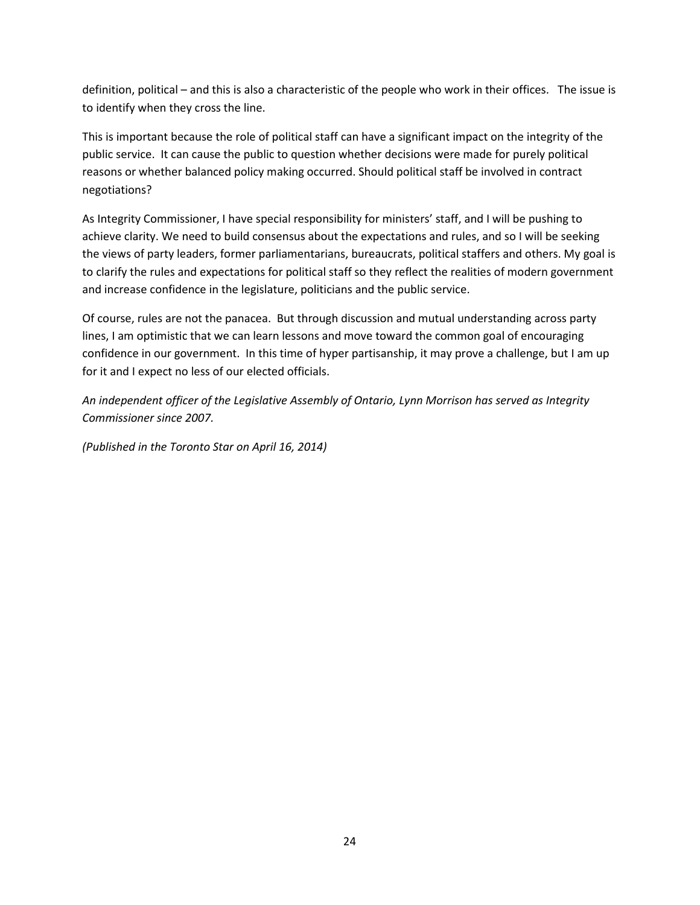definition, political – and this is also a characteristic of the people who work in their offices. The issue is to identify when they cross the line.

This is important because the role of political staff can have a significant impact on the integrity of the public service. It can cause the public to question whether decisions were made for purely political reasons or whether balanced policy making occurred. Should political staff be involved in contract negotiations?

As Integrity Commissioner, I have special responsibility for ministers' staff, and I will be pushing to achieve clarity. We need to build consensus about the expectations and rules, and so I will be seeking the views of party leaders, former parliamentarians, bureaucrats, political staffers and others. My goal is to clarify the rules and expectations for political staff so they reflect the realities of modern government and increase confidence in the legislature, politicians and the public service.

Of course, rules are not the panacea. But through discussion and mutual understanding across party lines, I am optimistic that we can learn lessons and move toward the common goal of encouraging confidence in our government. In this time of hyper partisanship, it may prove a challenge, but I am up for it and I expect no less of our elected officials.

*An independent officer of the Legislative Assembly of Ontario, Lynn Morrison has served as Integrity Commissioner since 2007.*

*(Published in the Toronto Star on April 16, 2014)*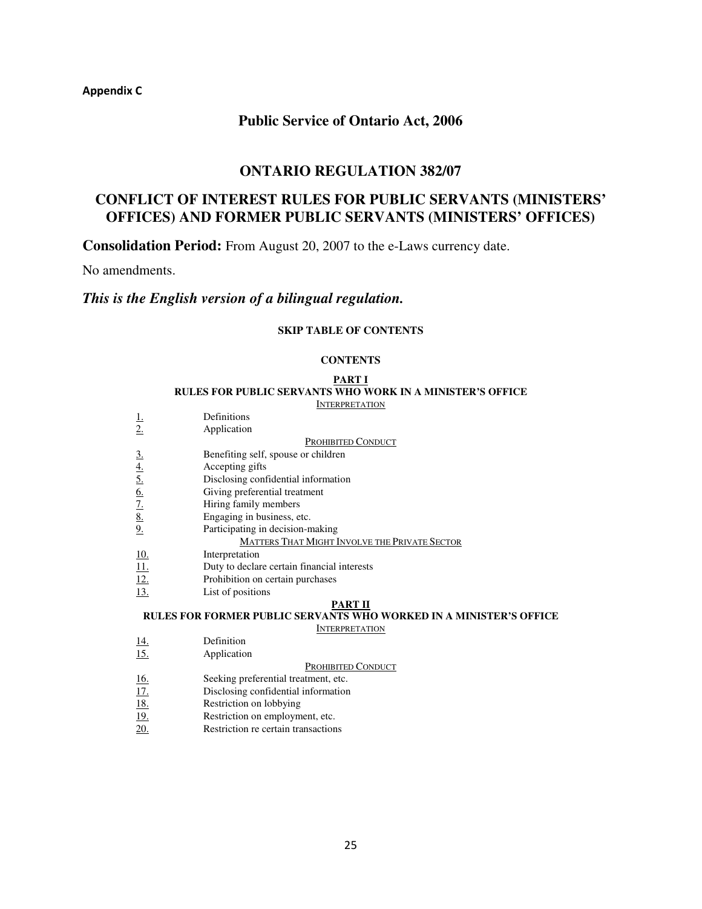**Appendix C**

# Public Service of Ontario Act, 2006

# ONTARIO REGULATION 382/07

# CONFLICT OF INTEREST RULES FOR PUBLIC SERVANTS (MINISTERS' OFFICES) AND FORMER PUBLIC SERVANTS (MINISTERS' OFFICES)

**Consolidation Period:** From August 20, 2007 to the e-Laws currency date.

No amendments.

***This is the English version of a bilingual regulation.***

**SKIP TABLE OF CONTENTS**

**CONTENTS**

**PART I**
**RULES FOR PUBLIC SERVANTS WHO WORK IN A MINISTER'S OFFICE**

INTERPRETATION

| | |
|---|---|
| 1. | Definitions |
| 2. | Application |
| | PROHIBITED CONDUCT |
| 3. | Benefiting self, spouse or children |
| 4. | Accepting gifts |
| 5. | Disclosing confidential information |
| 6. | Giving preferential treatment |
| 7. | Hiring family members |
| 8. | Engaging in business, etc. |
| 9. | Participating in decision-making |
| | MATTERS THAT MIGHT INVOLVE THE PRIVATE SECTOR |
| 10. | Interpretation |
| 11. | Duty to declare certain financial interests |
| 12. | Prohibition on certain purchases |
| 13. | List of positions |

**PART II**
**RULES FOR FORMER PUBLIC SERVANTS WHO WORKED IN A MINISTER'S OFFICE**

INTERPRETATION

| | |
|---|---|
| 14. | Definition |
| 15. | Application |
| | PROHIBITED CONDUCT |
| 16. | Seeking preferential treatment, etc. |
| 17. | Disclosing confidential information |
| 18. | Restriction on lobbying |
| 19. | Restriction on employment, etc. |
| 20. | Restriction re certain transactions |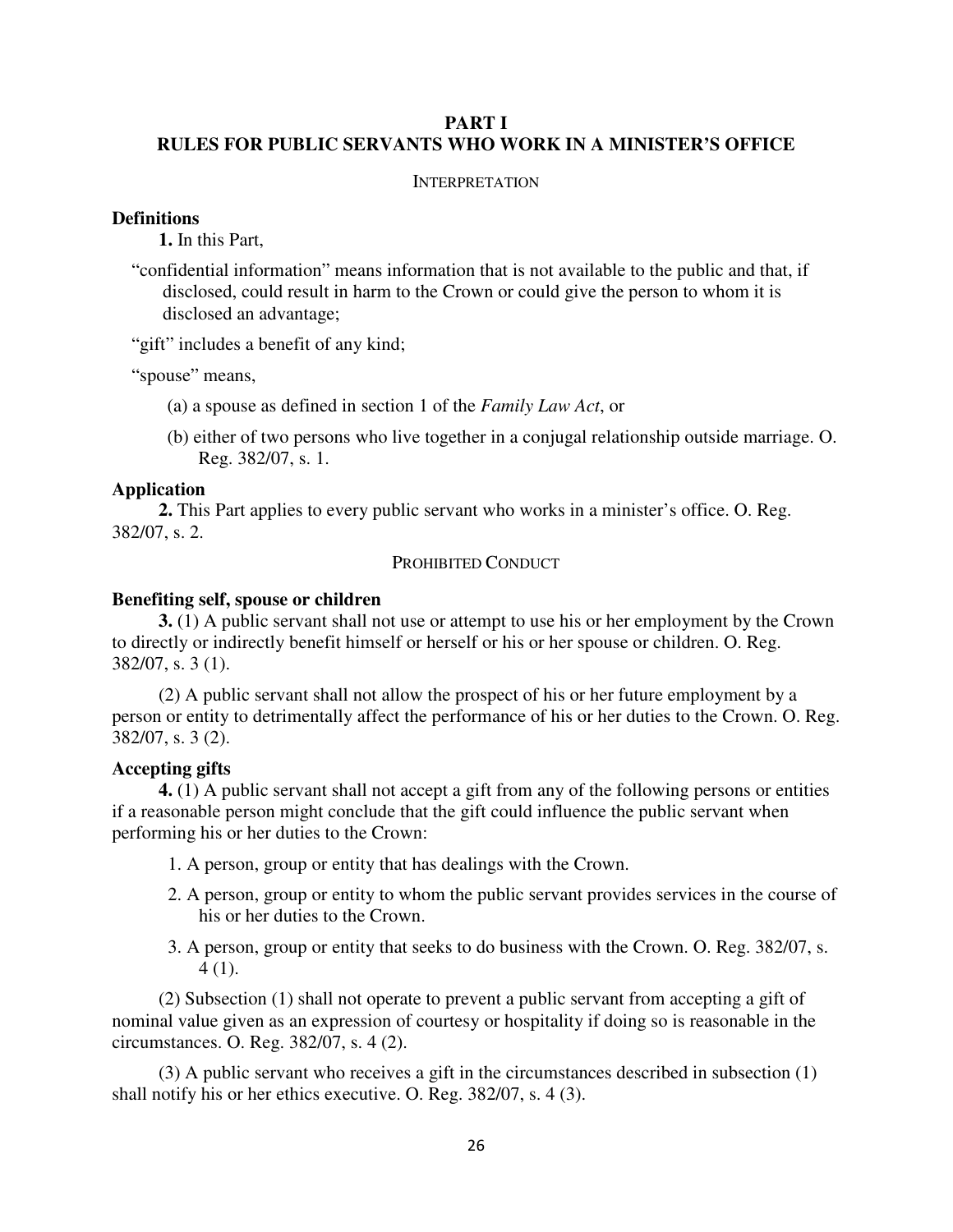## PART I
## RULES FOR PUBLIC SERVANTS WHO WORK IN A MINISTER'S OFFICE

INTERPRETATION

**Definitions**

**1.** In this Part,

"confidential information" means information that is not available to the public and that, if disclosed, could result in harm to the Crown or could give the person to whom it is disclosed an advantage;

"gift" includes a benefit of any kind;

"spouse" means,

(a) a spouse as defined in section 1 of the *Family Law Act*, or

(b) either of two persons who live together in a conjugal relationship outside marriage. O. Reg. 382/07, s. 1.

**Application**

**2.** This Part applies to every public servant who works in a minister's office. O. Reg. 382/07, s. 2.

PROHIBITED CONDUCT

**Benefiting self, spouse or children**

**3.** (1) A public servant shall not use or attempt to use his or her employment by the Crown to directly or indirectly benefit himself or herself or his or her spouse or children. O. Reg. 382/07, s. 3 (1).

(2) A public servant shall not allow the prospect of his or her future employment by a person or entity to detrimentally affect the performance of his or her duties to the Crown. O. Reg. 382/07, s. 3 (2).

**Accepting gifts**

**4.** (1) A public servant shall not accept a gift from any of the following persons or entities if a reasonable person might conclude that the gift could influence the public servant when performing his or her duties to the Crown:

1. A person, group or entity that has dealings with the Crown.
2. A person, group or entity to whom the public servant provides services in the course of his or her duties to the Crown.
3. A person, group or entity that seeks to do business with the Crown. O. Reg. 382/07, s. 4 (1).

(2) Subsection (1) shall not operate to prevent a public servant from accepting a gift of nominal value given as an expression of courtesy or hospitality if doing so is reasonable in the circumstances. O. Reg. 382/07, s. 4 (2).

(3) A public servant who receives a gift in the circumstances described in subsection (1) shall notify his or her ethics executive. O. Reg. 382/07, s. 4 (3).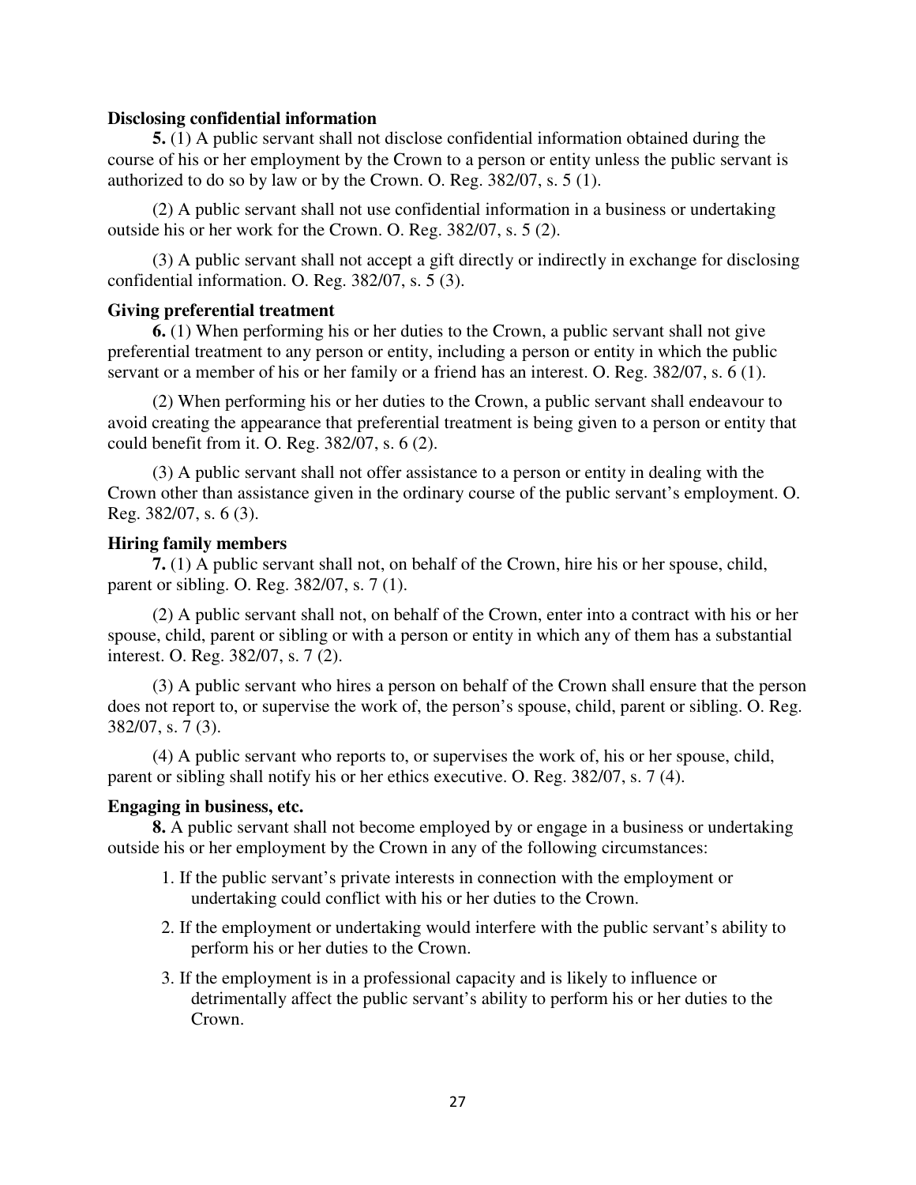**Disclosing confidential information**

**5.** (1) A public servant shall not disclose confidential information obtained during the course of his or her employment by the Crown to a person or entity unless the public servant is authorized to do so by law or by the Crown. O. Reg. 382/07, s. 5 (1).

(2) A public servant shall not use confidential information in a business or undertaking outside his or her work for the Crown. O. Reg. 382/07, s. 5 (2).

(3) A public servant shall not accept a gift directly or indirectly in exchange for disclosing confidential information. O. Reg. 382/07, s. 5 (3).

**Giving preferential treatment**

**6.** (1) When performing his or her duties to the Crown, a public servant shall not give preferential treatment to any person or entity, including a person or entity in which the public servant or a member of his or her family or a friend has an interest. O. Reg. 382/07, s. 6 (1).

(2) When performing his or her duties to the Crown, a public servant shall endeavour to avoid creating the appearance that preferential treatment is being given to a person or entity that could benefit from it. O. Reg. 382/07, s. 6 (2).

(3) A public servant shall not offer assistance to a person or entity in dealing with the Crown other than assistance given in the ordinary course of the public servant's employment. O. Reg. 382/07, s. 6 (3).

**Hiring family members**

**7.** (1) A public servant shall not, on behalf of the Crown, hire his or her spouse, child, parent or sibling. O. Reg. 382/07, s. 7 (1).

(2) A public servant shall not, on behalf of the Crown, enter into a contract with his or her spouse, child, parent or sibling or with a person or entity in which any of them has a substantial interest. O. Reg. 382/07, s. 7 (2).

(3) A public servant who hires a person on behalf of the Crown shall ensure that the person does not report to, or supervise the work of, the person's spouse, child, parent or sibling. O. Reg. 382/07, s. 7 (3).

(4) A public servant who reports to, or supervises the work of, his or her spouse, child, parent or sibling shall notify his or her ethics executive. O. Reg. 382/07, s. 7 (4).

**Engaging in business, etc.**

**8.** A public servant shall not become employed by or engage in a business or undertaking outside his or her employment by the Crown in any of the following circumstances:

1. If the public servant's private interests in connection with the employment or undertaking could conflict with his or her duties to the Crown.
2. If the employment or undertaking would interfere with the public servant's ability to perform his or her duties to the Crown.
3. If the employment is in a professional capacity and is likely to influence or detrimentally affect the public servant's ability to perform his or her duties to the Crown.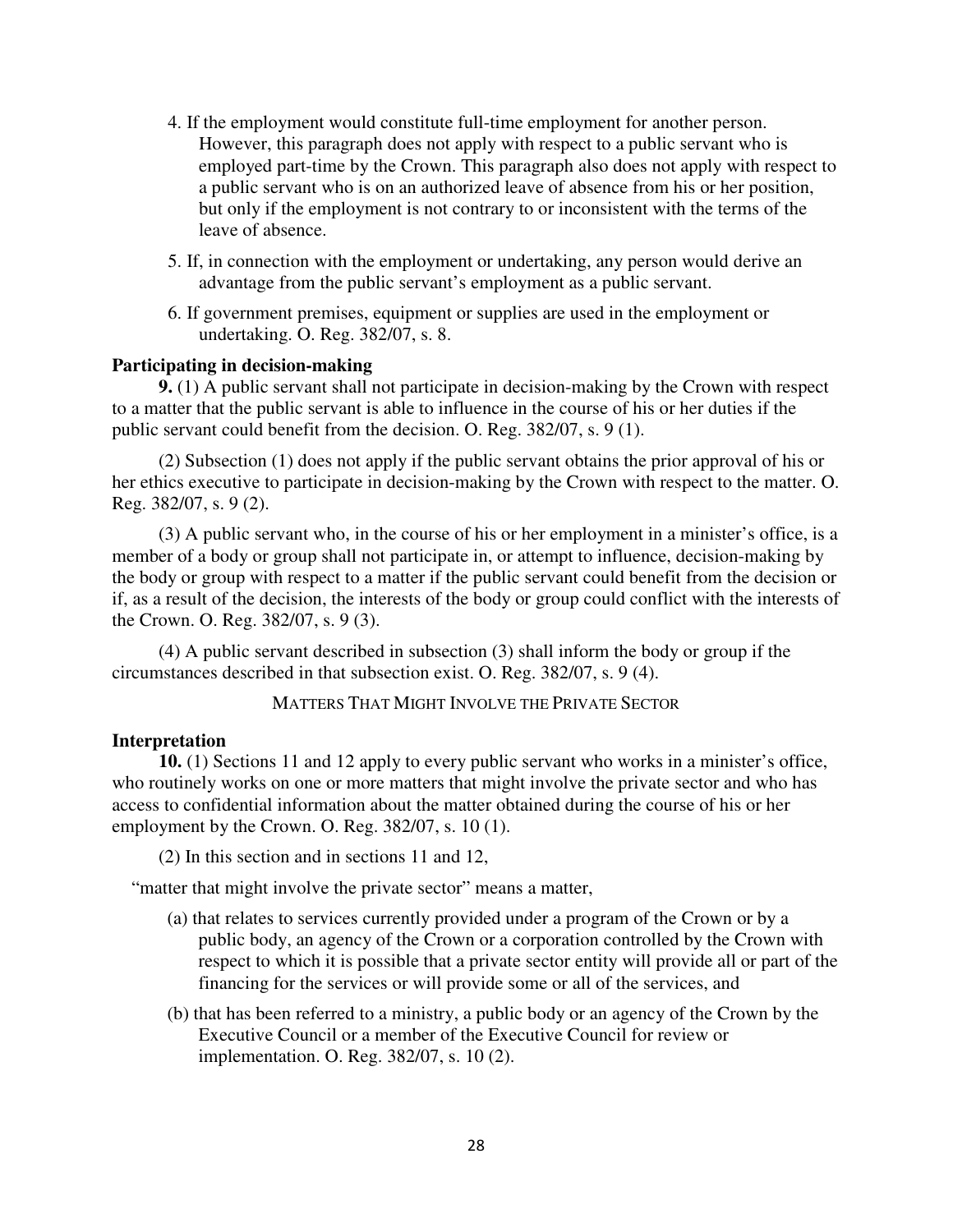4. If the employment would constitute full-time employment for another person. However, this paragraph does not apply with respect to a public servant who is employed part-time by the Crown. This paragraph also does not apply with respect to a public servant who is on an authorized leave of absence from his or her position, but only if the employment is not contrary to or inconsistent with the terms of the leave of absence.
5. If, in connection with the employment or undertaking, any person would derive an advantage from the public servant's employment as a public servant.
6. If government premises, equipment or supplies are used in the employment or undertaking. O. Reg. 382/07, s. 8.

**Participating in decision-making**

**9.** (1) A public servant shall not participate in decision-making by the Crown with respect to a matter that the public servant is able to influence in the course of his or her duties if the public servant could benefit from the decision. O. Reg. 382/07, s. 9 (1).

(2) Subsection (1) does not apply if the public servant obtains the prior approval of his or her ethics executive to participate in decision-making by the Crown with respect to the matter. O. Reg. 382/07, s. 9 (2).

(3) A public servant who, in the course of his or her employment in a minister's office, is a member of a body or group shall not participate in, or attempt to influence, decision-making by the body or group with respect to a matter if the public servant could benefit from the decision or if, as a result of the decision, the interests of the body or group could conflict with the interests of the Crown. O. Reg. 382/07, s. 9 (3).

(4) A public servant described in subsection (3) shall inform the body or group if the circumstances described in that subsection exist. O. Reg. 382/07, s. 9 (4).

MATTERS THAT MIGHT INVOLVE THE PRIVATE SECTOR

**Interpretation**

**10.** (1) Sections 11 and 12 apply to every public servant who works in a minister's office, who routinely works on one or more matters that might involve the private sector and who has access to confidential information about the matter obtained during the course of his or her employment by the Crown. O. Reg. 382/07, s. 10 (1).

(2) In this section and in sections 11 and 12,

"matter that might involve the private sector" means a matter,

(a) that relates to services currently provided under a program of the Crown or by a public body, an agency of the Crown or a corporation controlled by the Crown with respect to which it is possible that a private sector entity will provide all or part of the financing for the services or will provide some or all of the services, and

(b) that has been referred to a ministry, a public body or an agency of the Crown by the Executive Council or a member of the Executive Council for review or implementation. O. Reg. 382/07, s. 10 (2).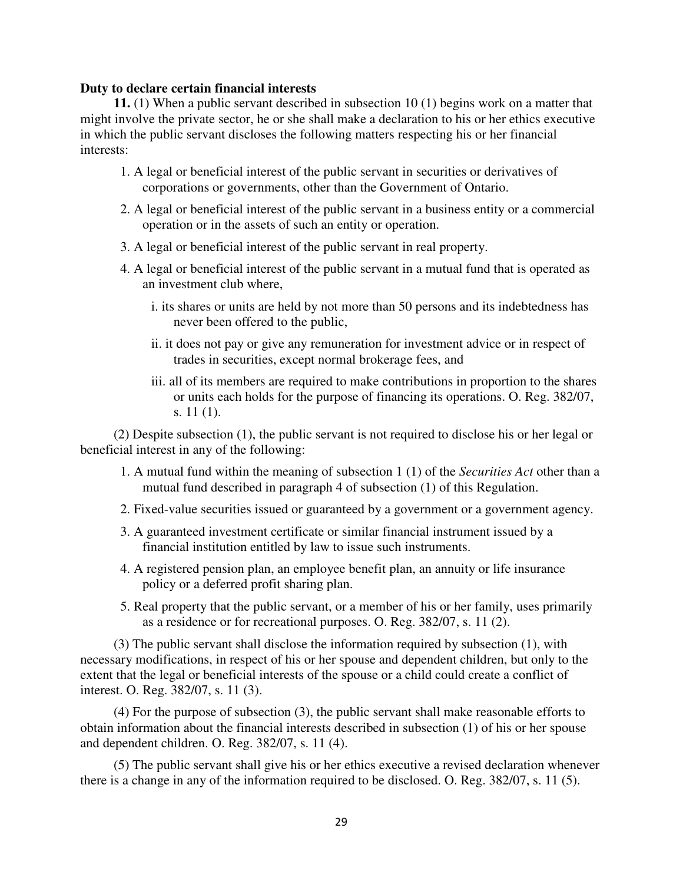**Duty to declare certain financial interests**

**11.** (1) When a public servant described in subsection 10 (1) begins work on a matter that might involve the private sector, he or she shall make a declaration to his or her ethics executive in which the public servant discloses the following matters respecting his or her financial interests:

1. A legal or beneficial interest of the public servant in securities or derivatives of corporations or governments, other than the Government of Ontario.
2. A legal or beneficial interest of the public servant in a business entity or a commercial operation or in the assets of such an entity or operation.
3. A legal or beneficial interest of the public servant in real property.
4. A legal or beneficial interest of the public servant in a mutual fund that is operated as an investment club where,
   i. its shares or units are held by not more than 50 persons and its indebtedness has never been offered to the public,
   ii. it does not pay or give any remuneration for investment advice or in respect of trades in securities, except normal brokerage fees, and
   iii. all of its members are required to make contributions in proportion to the shares or units each holds for the purpose of financing its operations. O. Reg. 382/07, s. 11 (1).

(2) Despite subsection (1), the public servant is not required to disclose his or her legal or beneficial interest in any of the following:

1. A mutual fund within the meaning of subsection 1 (1) of the *Securities Act* other than a mutual fund described in paragraph 4 of subsection (1) of this Regulation.
2. Fixed-value securities issued or guaranteed by a government or a government agency.
3. A guaranteed investment certificate or similar financial instrument issued by a financial institution entitled by law to issue such instruments.
4. A registered pension plan, an employee benefit plan, an annuity or life insurance policy or a deferred profit sharing plan.
5. Real property that the public servant, or a member of his or her family, uses primarily as a residence or for recreational purposes. O. Reg. 382/07, s. 11 (2).

(3) The public servant shall disclose the information required by subsection (1), with necessary modifications, in respect of his or her spouse and dependent children, but only to the extent that the legal or beneficial interests of the spouse or a child could create a conflict of interest. O. Reg. 382/07, s. 11 (3).

(4) For the purpose of subsection (3), the public servant shall make reasonable efforts to obtain information about the financial interests described in subsection (1) of his or her spouse and dependent children. O. Reg. 382/07, s. 11 (4).

(5) The public servant shall give his or her ethics executive a revised declaration whenever there is a change in any of the information required to be disclosed. O. Reg. 382/07, s. 11 (5).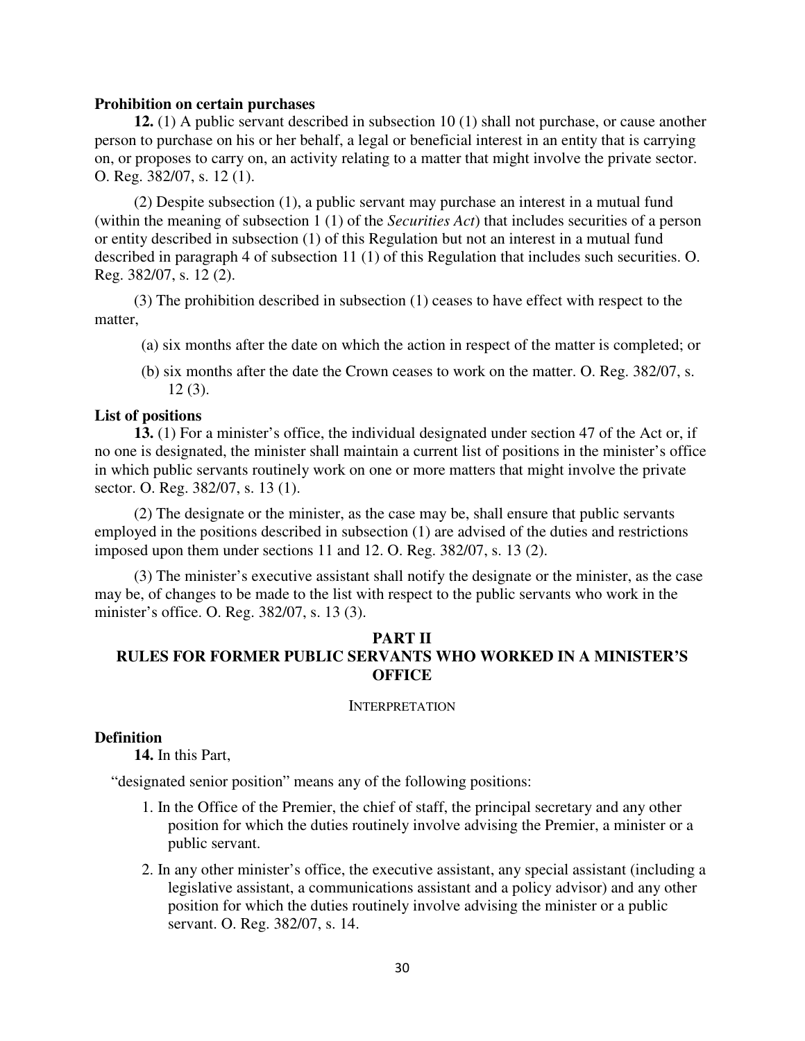**Prohibition on certain purchases**

**12.** (1) A public servant described in subsection 10 (1) shall not purchase, or cause another person to purchase on his or her behalf, a legal or beneficial interest in an entity that is carrying on, or proposes to carry on, an activity relating to a matter that might involve the private sector. O. Reg. 382/07, s. 12 (1).

(2) Despite subsection (1), a public servant may purchase an interest in a mutual fund (within the meaning of subsection 1 (1) of the *Securities Act*) that includes securities of a person or entity described in subsection (1) of this Regulation but not an interest in a mutual fund described in paragraph 4 of subsection 11 (1) of this Regulation that includes such securities. O. Reg. 382/07, s. 12 (2).

(3) The prohibition described in subsection (1) ceases to have effect with respect to the matter,

(a) six months after the date on which the action in respect of the matter is completed; or

(b) six months after the date the Crown ceases to work on the matter. O. Reg. 382/07, s. 12 (3).

**List of positions**

**13.** (1) For a minister's office, the individual designated under section 47 of the Act or, if no one is designated, the minister shall maintain a current list of positions in the minister's office in which public servants routinely work on one or more matters that might involve the private sector. O. Reg. 382/07, s. 13 (1).

(2) The designate or the minister, as the case may be, shall ensure that public servants employed in the positions described in subsection (1) are advised of the duties and restrictions imposed upon them under sections 11 and 12. O. Reg. 382/07, s. 13 (2).

(3) The minister's executive assistant shall notify the designate or the minister, as the case may be, of changes to be made to the list with respect to the public servants who work in the minister's office. O. Reg. 382/07, s. 13 (3).

## PART II
## RULES FOR FORMER PUBLIC SERVANTS WHO WORKED IN A MINISTER'S OFFICE

INTERPRETATION

**Definition**

**14.** In this Part,

"designated senior position" means any of the following positions:

1. In the Office of the Premier, the chief of staff, the principal secretary and any other position for which the duties routinely involve advising the Premier, a minister or a public servant.
2. In any other minister's office, the executive assistant, any special assistant (including a legislative assistant, a communications assistant and a policy advisor) and any other position for which the duties routinely involve advising the minister or a public servant. O. Reg. 382/07, s. 14.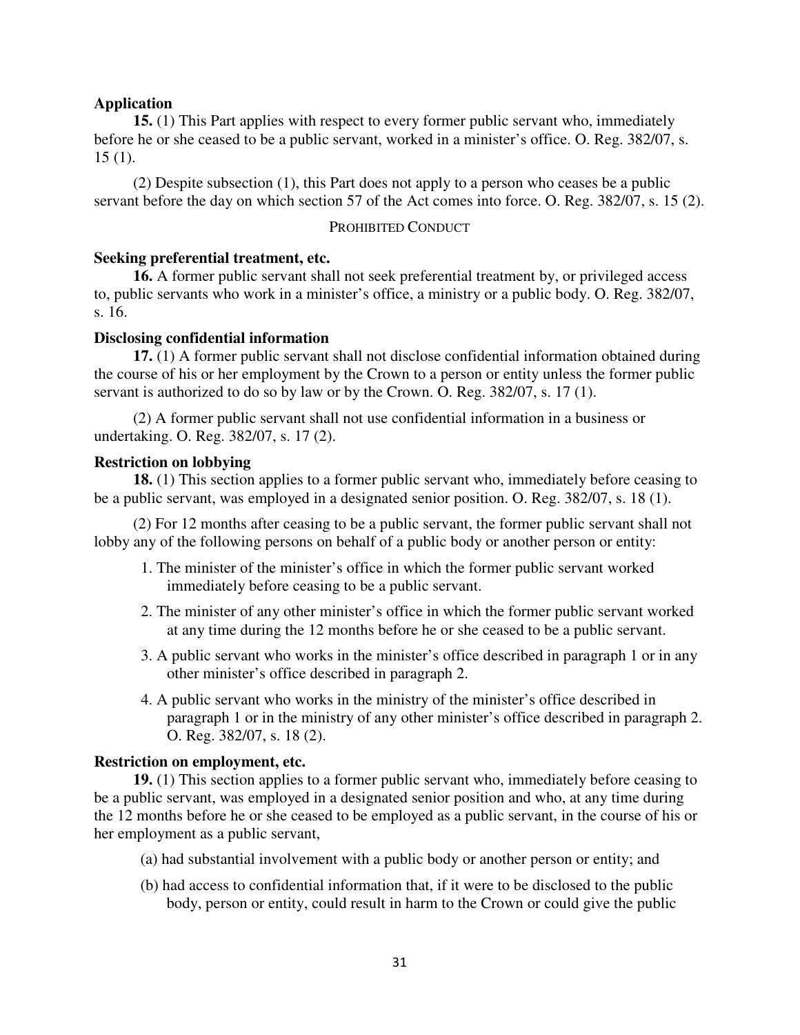**Application**

**15.** (1) This Part applies with respect to every former public servant who, immediately before he or she ceased to be a public servant, worked in a minister's office. O. Reg. 382/07, s. 15 (1).

(2) Despite subsection (1), this Part does not apply to a person who ceases be a public servant before the day on which section 57 of the Act comes into force. O. Reg. 382/07, s. 15 (2).

PROHIBITED CONDUCT

**Seeking preferential treatment, etc.**

**16.** A former public servant shall not seek preferential treatment by, or privileged access to, public servants who work in a minister's office, a ministry or a public body. O. Reg. 382/07, s. 16.

**Disclosing confidential information**

**17.** (1) A former public servant shall not disclose confidential information obtained during the course of his or her employment by the Crown to a person or entity unless the former public servant is authorized to do so by law or by the Crown. O. Reg. 382/07, s. 17 (1).

(2) A former public servant shall not use confidential information in a business or undertaking. O. Reg. 382/07, s. 17 (2).

**Restriction on lobbying**

**18.** (1) This section applies to a former public servant who, immediately before ceasing to be a public servant, was employed in a designated senior position. O. Reg. 382/07, s. 18 (1).

(2) For 12 months after ceasing to be a public servant, the former public servant shall not lobby any of the following persons on behalf of a public body or another person or entity:

1. The minister of the minister's office in which the former public servant worked immediately before ceasing to be a public servant.
2. The minister of any other minister's office in which the former public servant worked at any time during the 12 months before he or she ceased to be a public servant.
3. A public servant who works in the minister's office described in paragraph 1 or in any other minister's office described in paragraph 2.
4. A public servant who works in the ministry of the minister's office described in paragraph 1 or in the ministry of any other minister's office described in paragraph 2. O. Reg. 382/07, s. 18 (2).

**Restriction on employment, etc.**

**19.** (1) This section applies to a former public servant who, immediately before ceasing to be a public servant, was employed in a designated senior position and who, at any time during the 12 months before he or she ceased to be employed as a public servant, in the course of his or her employment as a public servant,

(a) had substantial involvement with a public body or another person or entity; and

(b) had access to confidential information that, if it were to be disclosed to the public body, person or entity, could result in harm to the Crown or could give the public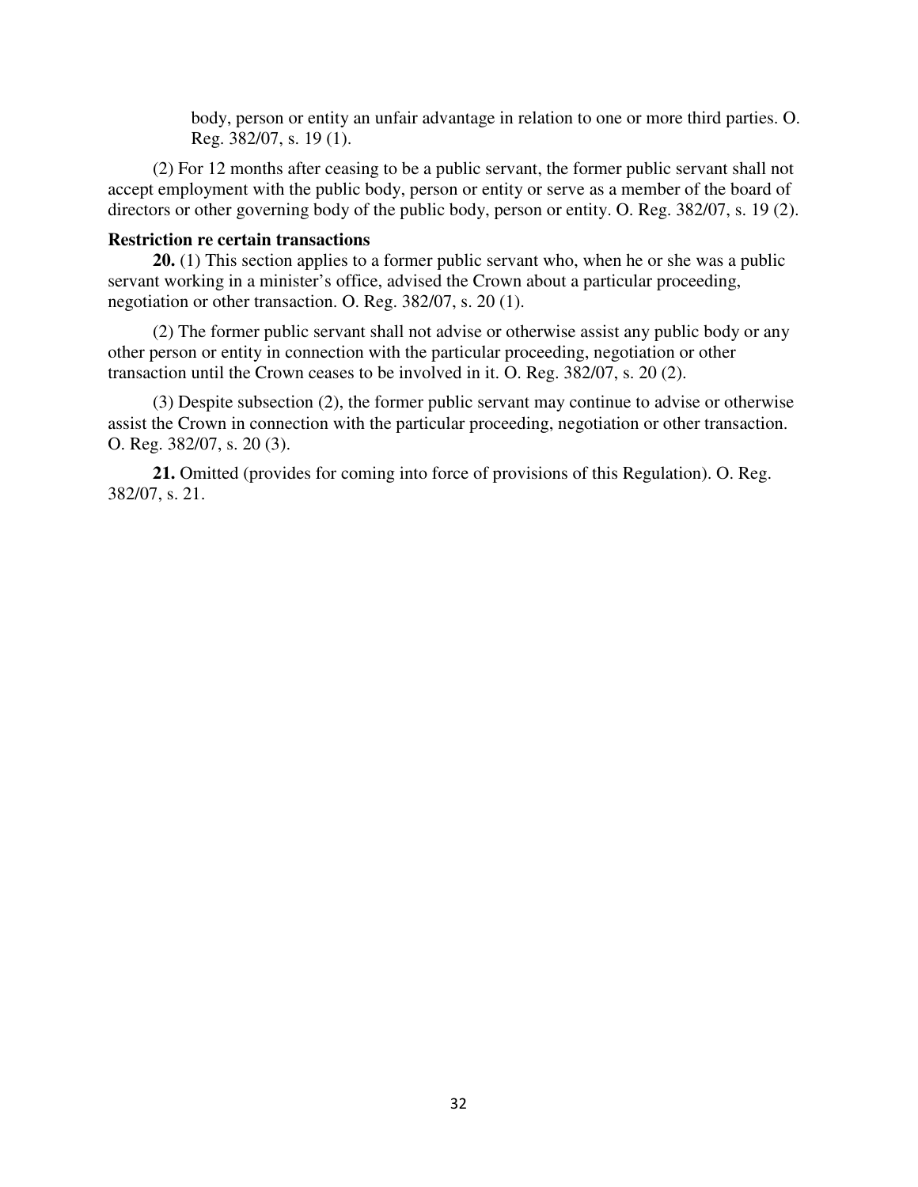body, person or entity an unfair advantage in relation to one or more third parties. O. Reg. 382/07, s. 19 (1).

(2) For 12 months after ceasing to be a public servant, the former public servant shall not accept employment with the public body, person or entity or serve as a member of the board of directors or other governing body of the public body, person or entity. O. Reg. 382/07, s. 19 (2).

**Restriction re certain transactions**

**20.** (1) This section applies to a former public servant who, when he or she was a public servant working in a minister's office, advised the Crown about a particular proceeding, negotiation or other transaction. O. Reg. 382/07, s. 20 (1).

(2) The former public servant shall not advise or otherwise assist any public body or any other person or entity in connection with the particular proceeding, negotiation or other transaction until the Crown ceases to be involved in it. O. Reg. 382/07, s. 20 (2).

(3) Despite subsection (2), the former public servant may continue to advise or otherwise assist the Crown in connection with the particular proceeding, negotiation or other transaction. O. Reg. 382/07, s. 20 (3).

**21.** Omitted (provides for coming into force of provisions of this Regulation). O. Reg. 382/07, s. 21.